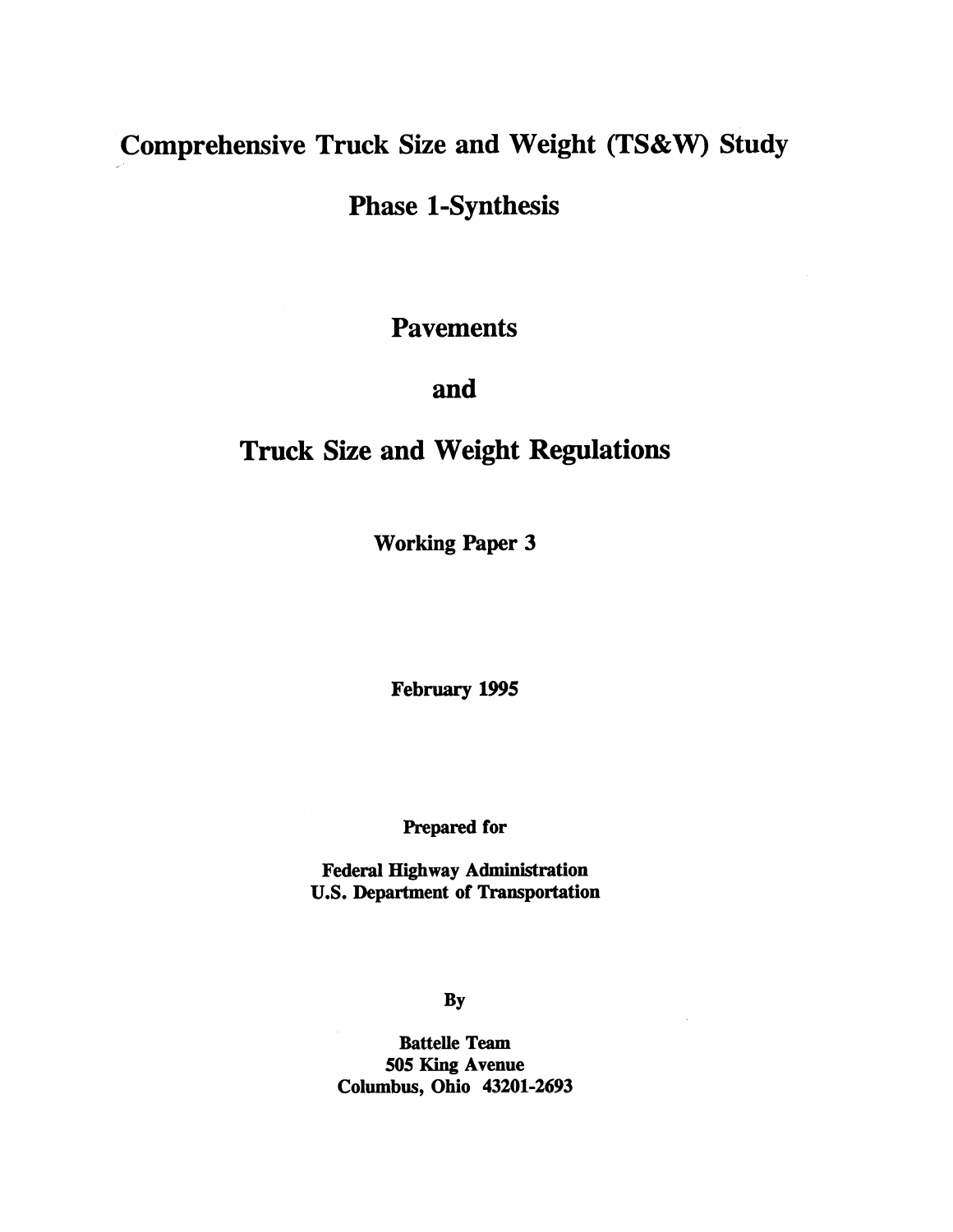# Comprehensive Truck Size and Weight (TS&W) Study

## Phase 1-Synthesis

# Pavements

# and

# Truck Size and Weight Regulations

**Working Paper 3**

**February 1995**

**Prepared for**

**Federal Highway Administration**
**U.S. Department of Transportation**

**By**

**Battelle Team**
**505 King Avenue**
**Columbus, Ohio 43201-2693**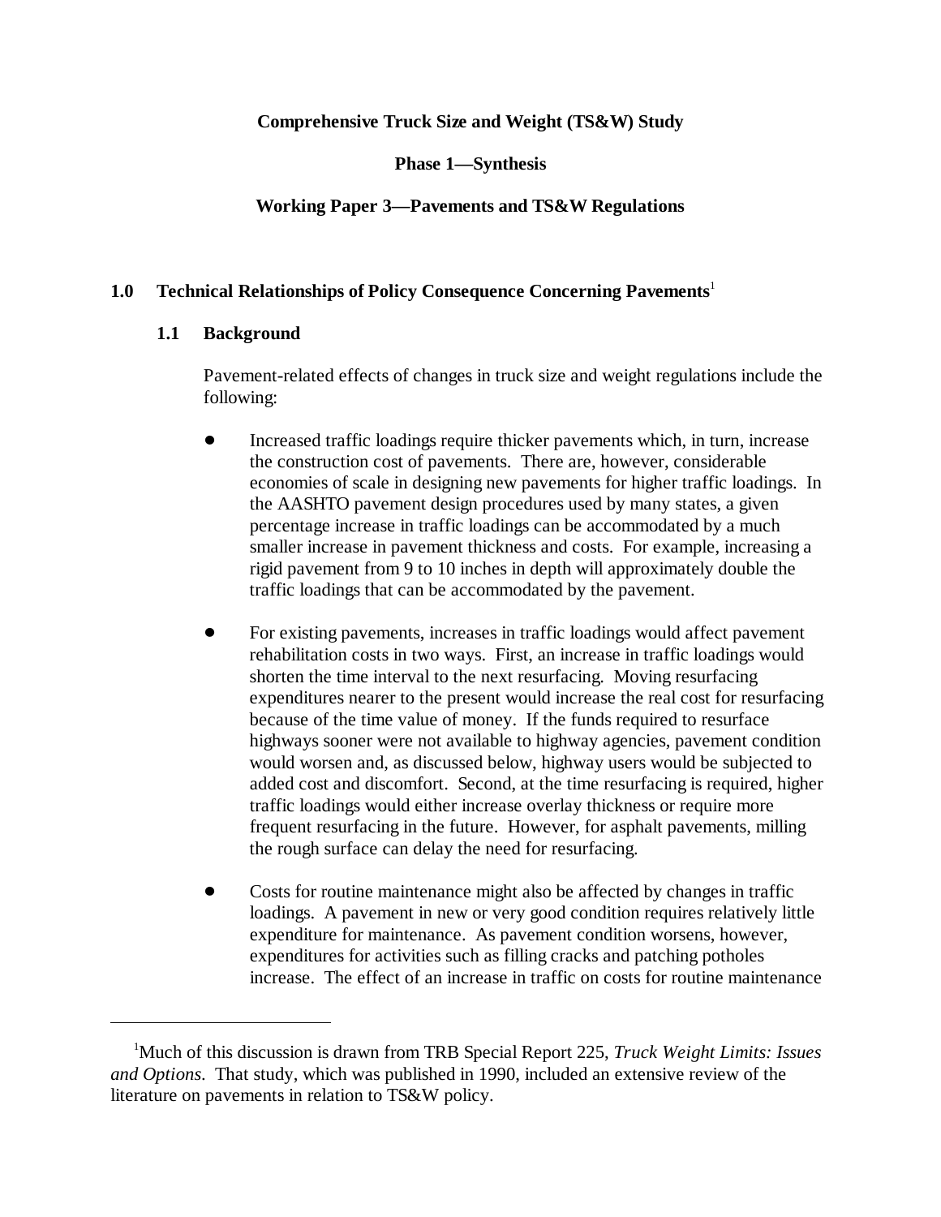**Comprehensive Truck Size and Weight (TS&W) Study**

**Phase 1—Synthesis**

**Working Paper 3—Pavements and TS&W Regulations**

## 1.0 Technical Relationships of Policy Consequence Concerning Pavements[1]

### 1.1 Background

Pavement-related effects of changes in truck size and weight regulations include the following:

- Increased traffic loadings require thicker pavements which, in turn, increase the construction cost of pavements. There are, however, considerable economies of scale in designing new pavements for higher traffic loadings. In the AASHTO pavement design procedures used by many states, a given percentage increase in traffic loadings can be accommodated by a much smaller increase in pavement thickness and costs. For example, increasing a rigid pavement from 9 to 10 inches in depth will approximately double the traffic loadings that can be accommodated by the pavement.

- For existing pavements, increases in traffic loadings would affect pavement rehabilitation costs in two ways. First, an increase in traffic loadings would shorten the time interval to the next resurfacing. Moving resurfacing expenditures nearer to the present would increase the real cost for resurfacing because of the time value of money. If the funds required to resurface highways sooner were not available to highway agencies, pavement condition would worsen and, as discussed below, highway users would be subjected to added cost and discomfort. Second, at the time resurfacing is required, higher traffic loadings would either increase overlay thickness or require more frequent resurfacing in the future. However, for asphalt pavements, milling the rough surface can delay the need for resurfacing.

- Costs for routine maintenance might also be affected by changes in traffic loadings. A pavement in new or very good condition requires relatively little expenditure for maintenance. As pavement condition worsens, however, expenditures for activities such as filling cracks and patching potholes increase. The effect of an increase in traffic on costs for routine maintenance

[1]Much of this discussion is drawn from TRB Special Report 225, *Truck Weight Limits: Issues and Options*. That study, which was published in 1990, included an extensive review of the literature on pavements in relation to TS&W policy.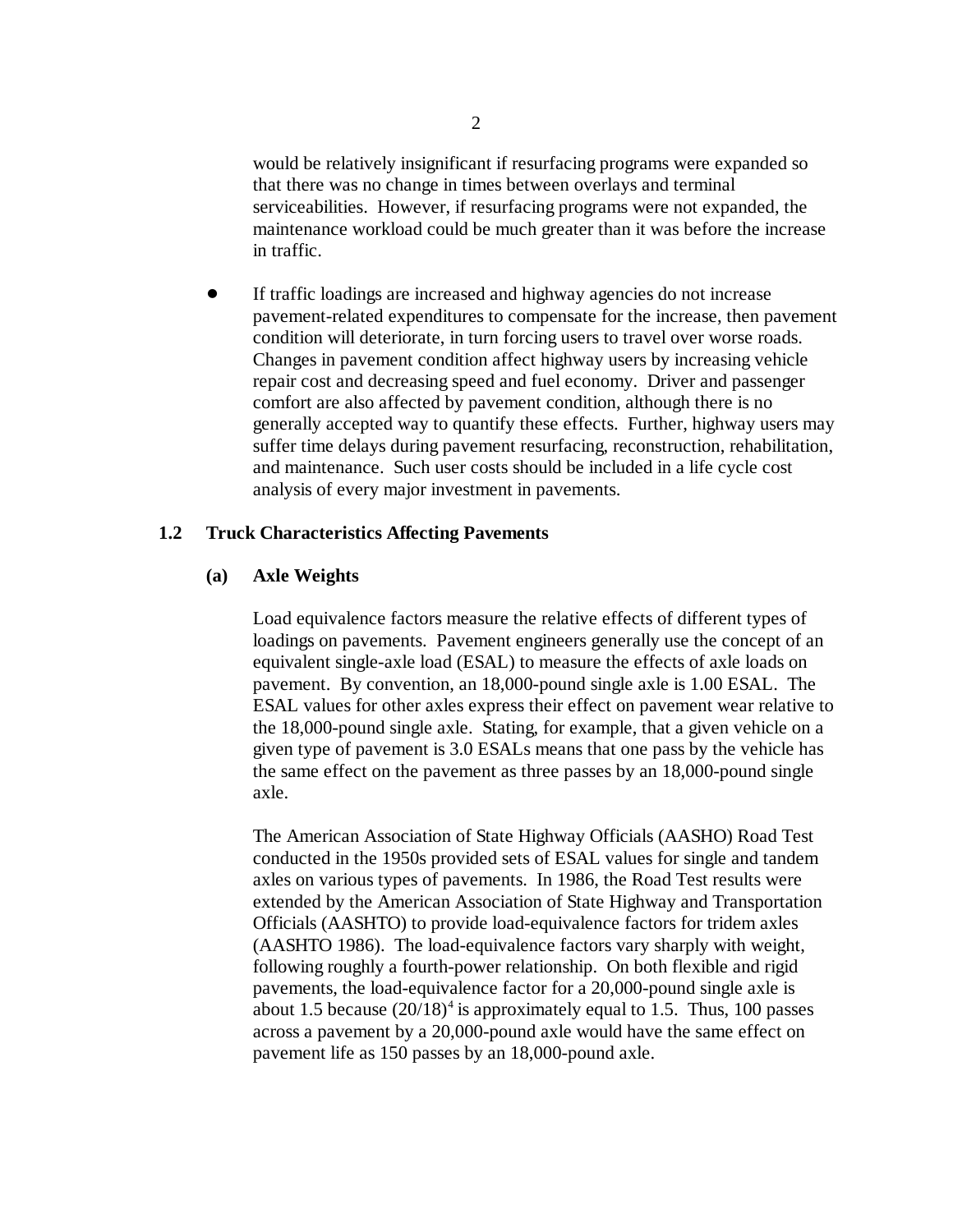would be relatively insignificant if resurfacing programs were expanded so that there was no change in times between overlays and terminal serviceabilities. However, if resurfacing programs were not expanded, the maintenance workload could be much greater than it was before the increase in traffic.

- If traffic loadings are increased and highway agencies do not increase pavement-related expenditures to compensate for the increase, then pavement condition will deteriorate, in turn forcing users to travel over worse roads. Changes in pavement condition affect highway users by increasing vehicle repair cost and decreasing speed and fuel economy. Driver and passenger comfort are also affected by pavement condition, although there is no generally accepted way to quantify these effects. Further, highway users may suffer time delays during pavement resurfacing, reconstruction, rehabilitation, and maintenance. Such user costs should be included in a life cycle cost analysis of every major investment in pavements.

## 1.2 Truck Characteristics Affecting Pavements

### (a) Axle Weights

Load equivalence factors measure the relative effects of different types of loadings on pavements. Pavement engineers generally use the concept of an equivalent single-axle load (ESAL) to measure the effects of axle loads on pavement. By convention, an 18,000-pound single axle is 1.00 ESAL. The ESAL values for other axles express their effect on pavement wear relative to the 18,000-pound single axle. Stating, for example, that a given vehicle on a given type of pavement is 3.0 ESALs means that one pass by the vehicle has the same effect on the pavement as three passes by an 18,000-pound single axle.

The American Association of State Highway Officials (AASHO) Road Test conducted in the 1950s provided sets of ESAL values for single and tandem axles on various types of pavements. In 1986, the Road Test results were extended by the American Association of State Highway and Transportation Officials (AASHTO) to provide load-equivalence factors for tridem axles (AASHTO 1986). The load-equivalence factors vary sharply with weight, following roughly a fourth-power relationship. On both flexible and rigid pavements, the load-equivalence factor for a 20,000-pound single axle is about 1.5 because $(20/18)^4$ is approximately equal to 1.5. Thus, 100 passes across a pavement by a 20,000-pound axle would have the same effect on pavement life as 150 passes by an 18,000-pound axle.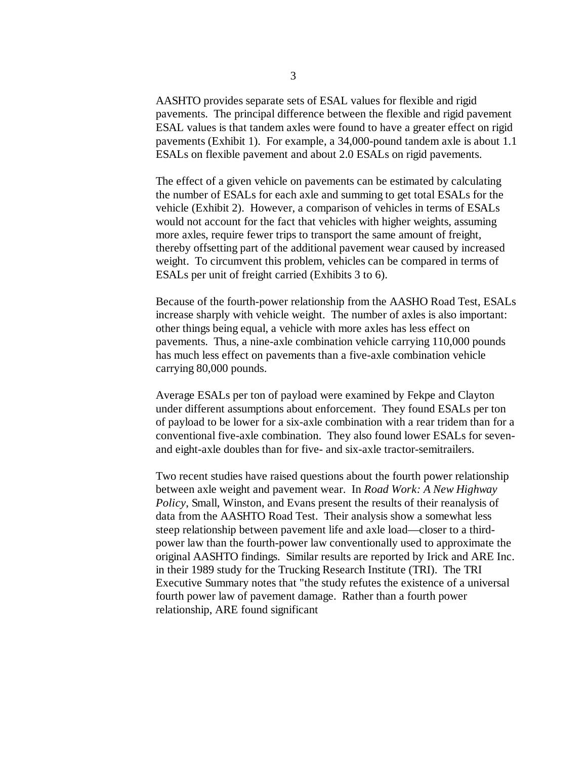AASHTO provides separate sets of ESAL values for flexible and rigid pavements. The principal difference between the flexible and rigid pavement ESAL values is that tandem axles were found to have a greater effect on rigid pavements (Exhibit 1). For example, a 34,000-pound tandem axle is about 1.1 ESALs on flexible pavement and about 2.0 ESALs on rigid pavements.

The effect of a given vehicle on pavements can be estimated by calculating the number of ESALs for each axle and summing to get total ESALs for the vehicle (Exhibit 2). However, a comparison of vehicles in terms of ESALs would not account for the fact that vehicles with higher weights, assuming more axles, require fewer trips to transport the same amount of freight, thereby offsetting part of the additional pavement wear caused by increased weight. To circumvent this problem, vehicles can be compared in terms of ESALs per unit of freight carried (Exhibits 3 to 6).

Because of the fourth-power relationship from the AASHO Road Test, ESALs increase sharply with vehicle weight. The number of axles is also important: other things being equal, a vehicle with more axles has less effect on pavements. Thus, a nine-axle combination vehicle carrying 110,000 pounds has much less effect on pavements than a five-axle combination vehicle carrying 80,000 pounds.

Average ESALs per ton of payload were examined by Fekpe and Clayton under different assumptions about enforcement. They found ESALs per ton of payload to be lower for a six-axle combination with a rear tridem than for a conventional five-axle combination. They also found lower ESALs for seven- and eight-axle doubles than for five- and six-axle tractor-semitrailers.

Two recent studies have raised questions about the fourth power relationship between axle weight and pavement wear. In *Road Work: A New Highway Policy*, Small, Winston, and Evans present the results of their reanalysis of data from the AASHTO Road Test. Their analysis show a somewhat less steep relationship between pavement life and axle load—closer to a third-power law than the fourth-power law conventionally used to approximate the original AASHTO findings. Similar results are reported by Irick and ARE Inc. in their 1989 study for the Trucking Research Institute (TRI). The TRI Executive Summary notes that "the study refutes the existence of a universal fourth power law of pavement damage. Rather than a fourth power relationship, ARE found significant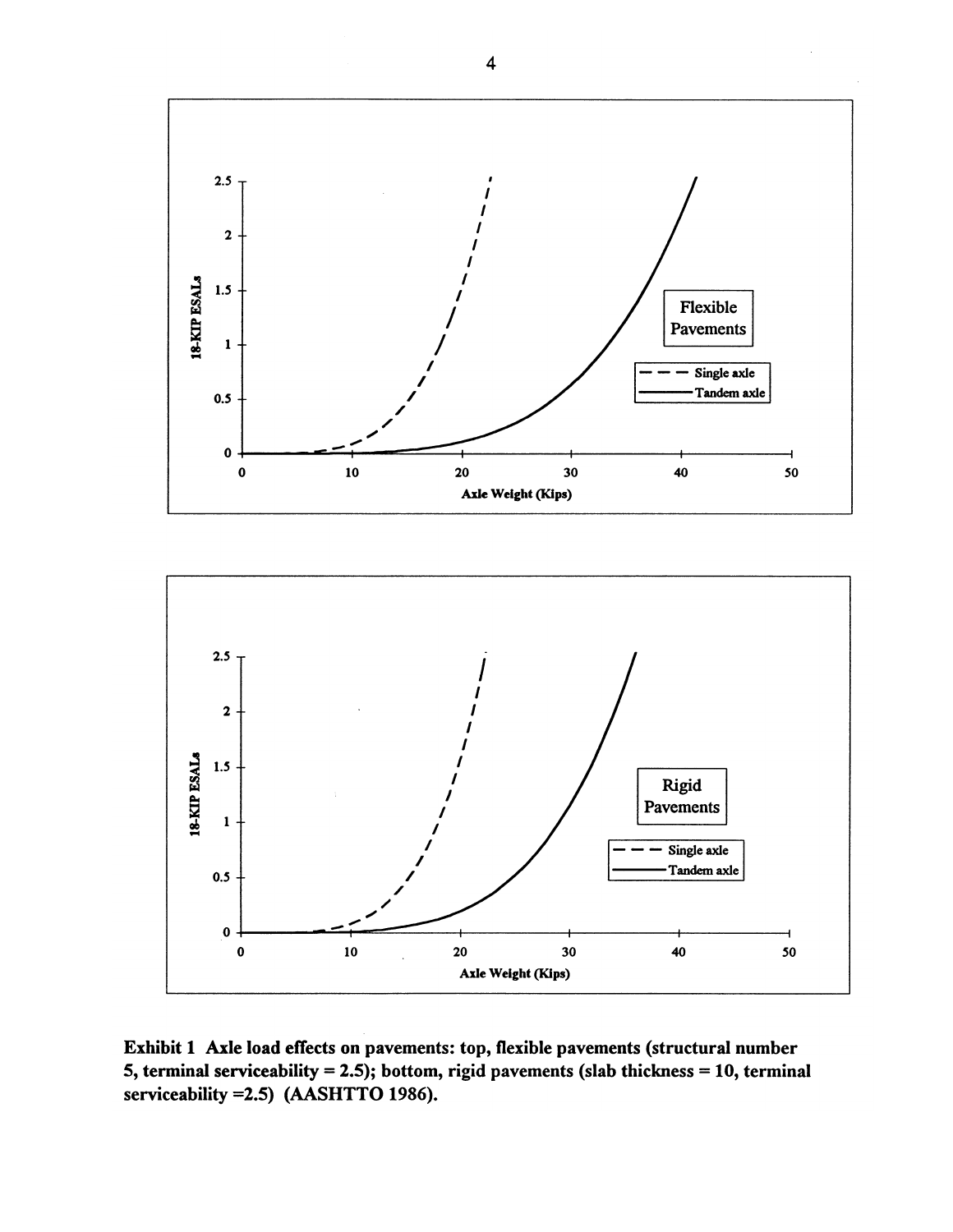**Exhibit 1 Axle load effects on pavements: top, flexible pavements (structural number 5, terminal serviceability = 2.5); bottom, rigid pavements (slab thickness = 10, terminal serviceability =2.5) (AASHTTO 1986).**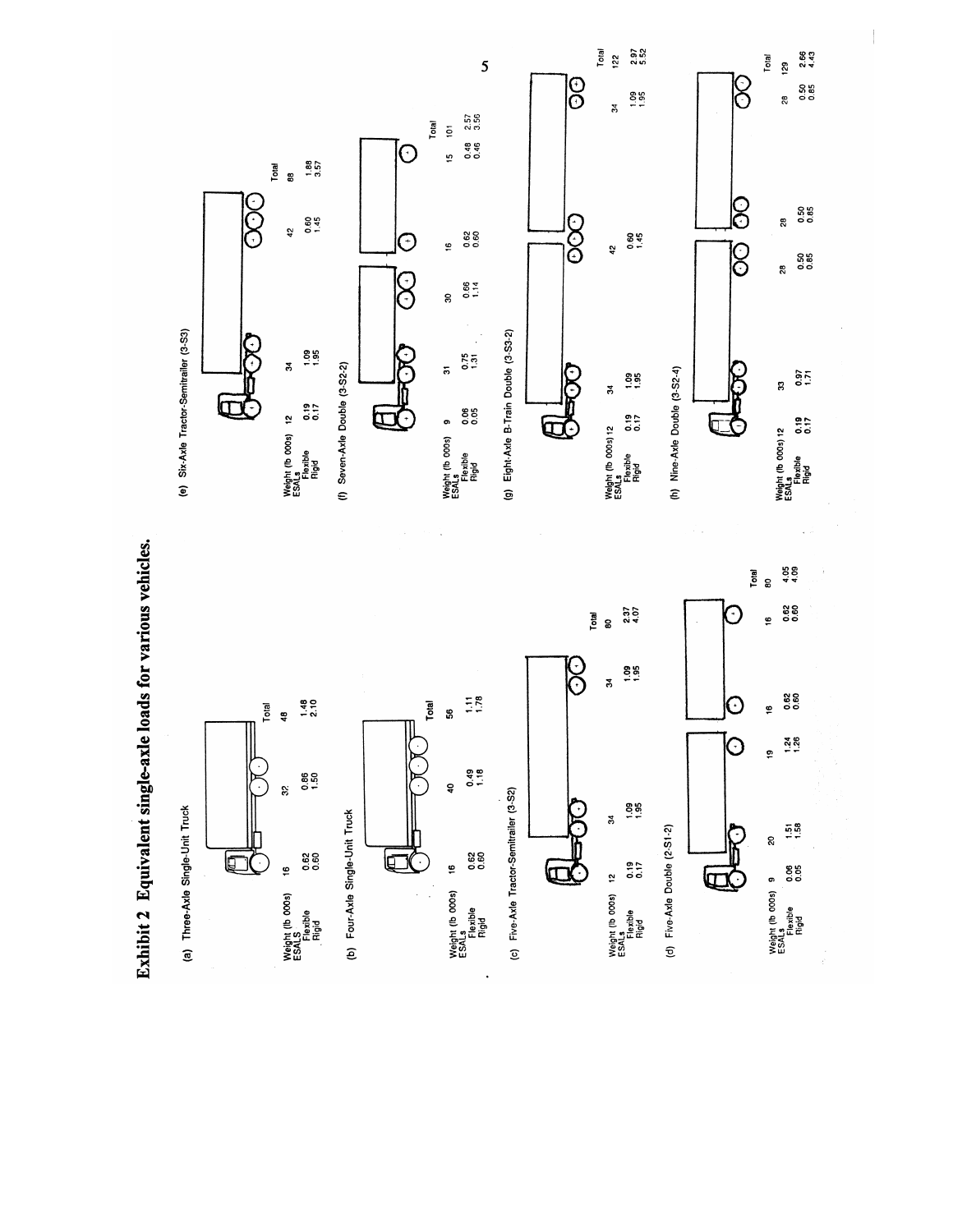# Exhibit 2 Equivalent single-axle loads for various vehicles.

## (a) Three-Axle Single-Unit Truck

| | | | Total |
|---|---|---|---|
| Weight (lb 000s) | 16 | 32 | 48 |
| ESALS | | | |
| Flexible | 0.62 | 0.86 | 1.48 |
| Rigid | 0.60 | 1.50 | 2.10 |

## (b) Four-Axle Single-Unit Truck

| | | | Total |
|---|---|---|---|
| Weight (lb 000s) | 16 | 40 | 56 |
| ESALs | | | |
| Flexible | 0.62 | 0.49 | 1.11 |
| Rigid | 0.60 | 1.18 | 1.78 |

## (c) Five-Axle Tractor-Semitrailer (3-S2)

| | | | | Total |
|---|---|---|---|---|
| Weight (lb 000s) | 12 | 34 | 34 | 80 |
| ESALs | | | | |
| Flexible | 0.19 | 1.09 | 1.09 | 2.37 |
| Rigid | 0.17 | 1.95 | 1.95 | 4.07 |

## (d) Five-Axle Double (2-S1-2)

| | | | | | | Total |
|---|---|---|---|---|---|---|
| Weight (lb 000s) | 9 | 20 | 19 | 16 | 16 | 80 |
| ESALs | | | | | | |
| Flexible | 0.06 | 1.51 | 1.24 | 0.62 | 0.62 | 4.05 |
| Rigid | 0.05 | 1.58 | 1.26 | 0.60 | 0.60 | 4.09 |

## (e) Six-Axle Tractor-Semitrailer (3-S3)

| | | | | Total |
|---|---|---|---|---|
| Weight (lb 000s) | 12 | 34 | 42 | 88 |
| ESALs | | | | |
| Flexible | 0.19 | 1.09 | 0.60 | 1.88 |
| Rigid | 0.17 | 1.95 | 1.45 | 3.57 |

## (f) Seven-Axle Double (3-S2-2)

| | | | | | | Total |
|---|---|---|---|---|---|---|
| Weight (lb 000s) | 9 | 31 | 30 | 16 | 15 | 101 |
| ESALs | | | | | | |
| Flexible | 0.06 | 0.75 | 0.66 | 0.62 | 0.48 | 2.57 |
| Rigid | 0.05 | 1.31 | 1.14 | 0.60 | 0.46 | 3.56 |

## (g) Eight-Axle B-Train Double (3-S3-2)

| | | | | | Total |
|---|---|---|---|---|---|
| Weight (lb 000s) | 12 | 34 | 42 | 34 | 122 |
| ESALs | | | | | |
| Flexible | 0.19 | 1.09 | 0.60 | 1.09 | 2.97 |
| Rigid | 0.17 | 1.95 | 1.45 | 1.95 | 5.52 |

## (h) Nine-Axle Double (3-S2-4)

| | | | | | | Total |
|---|---|---|---|---|---|---|
| Weight (lb 000s) | 12 | 33 | 28 | 28 | 28 | 129 |
| ESALs | | | | | | |
| Flexible | 0.19 | 0.97 | 0.50 | 0.50 | 0.50 | 2.66 |
| Rigid | 0.17 | 1.71 | 0.85 | 0.85 | 0.85 | 4.43 |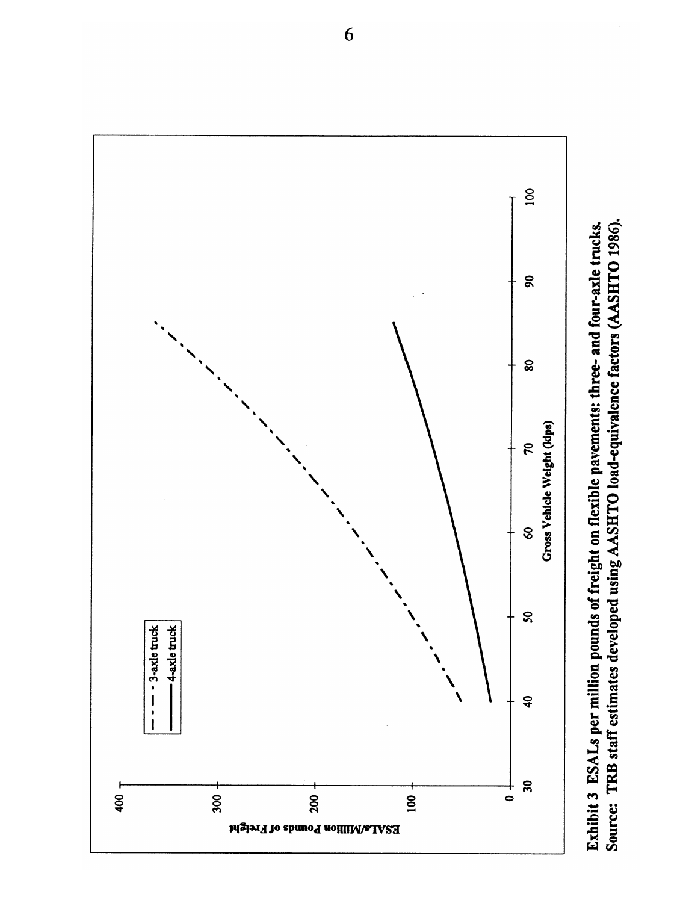**Exhibit 3 ESALs per million pounds of freight on flexible pavements: three- and four-axle trucks. Source: TRB staff estimates developed using AASHTO load-equivalence factors (AASHTO 1986).**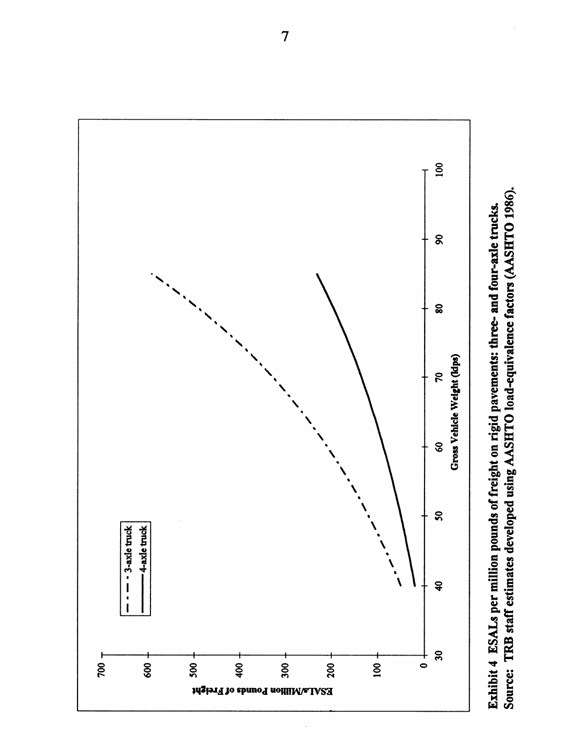Exhibit 4 ESALs per million pounds of freight on rigid pavements: three- and four-axle trucks.
Source: TRB staff estimates developed using AASHTO load-equivalence factors (AASHTO 1986).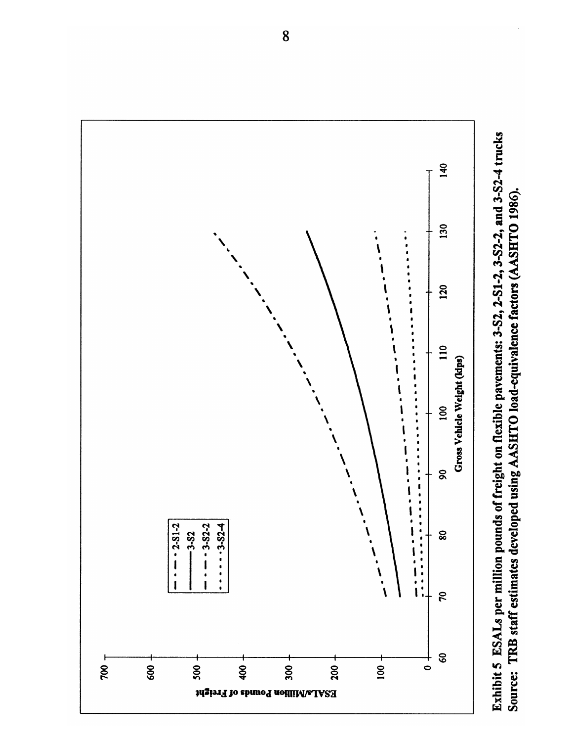Exhibit 5 ESALs per million pounds of freight on flexible pavements: 3-S2, 2-S1-2, 3-S2-2, and 3-S2-4 trucks
Source: TRB staff estimates developed using AASHTO load-equivalence factors (AASHTO 1986).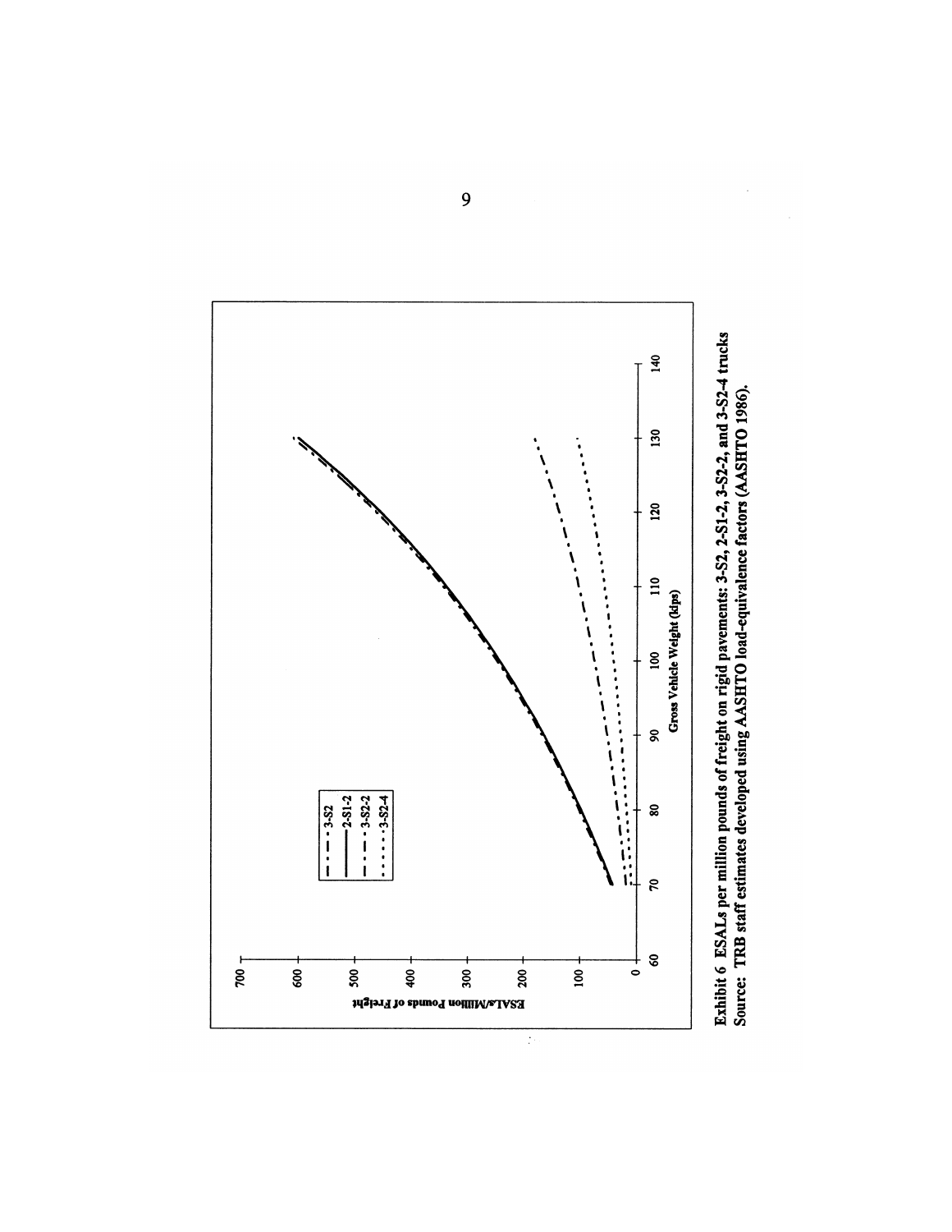Exhibit 6 ESALs per million pounds of freight on rigid pavements: 3-S2, 2-S1-2, 3-S2-2, and 3-S2-4 trucks
Source: TRB staff estimates developed using AASHTO load-equivalence factors (AASHTO 1986).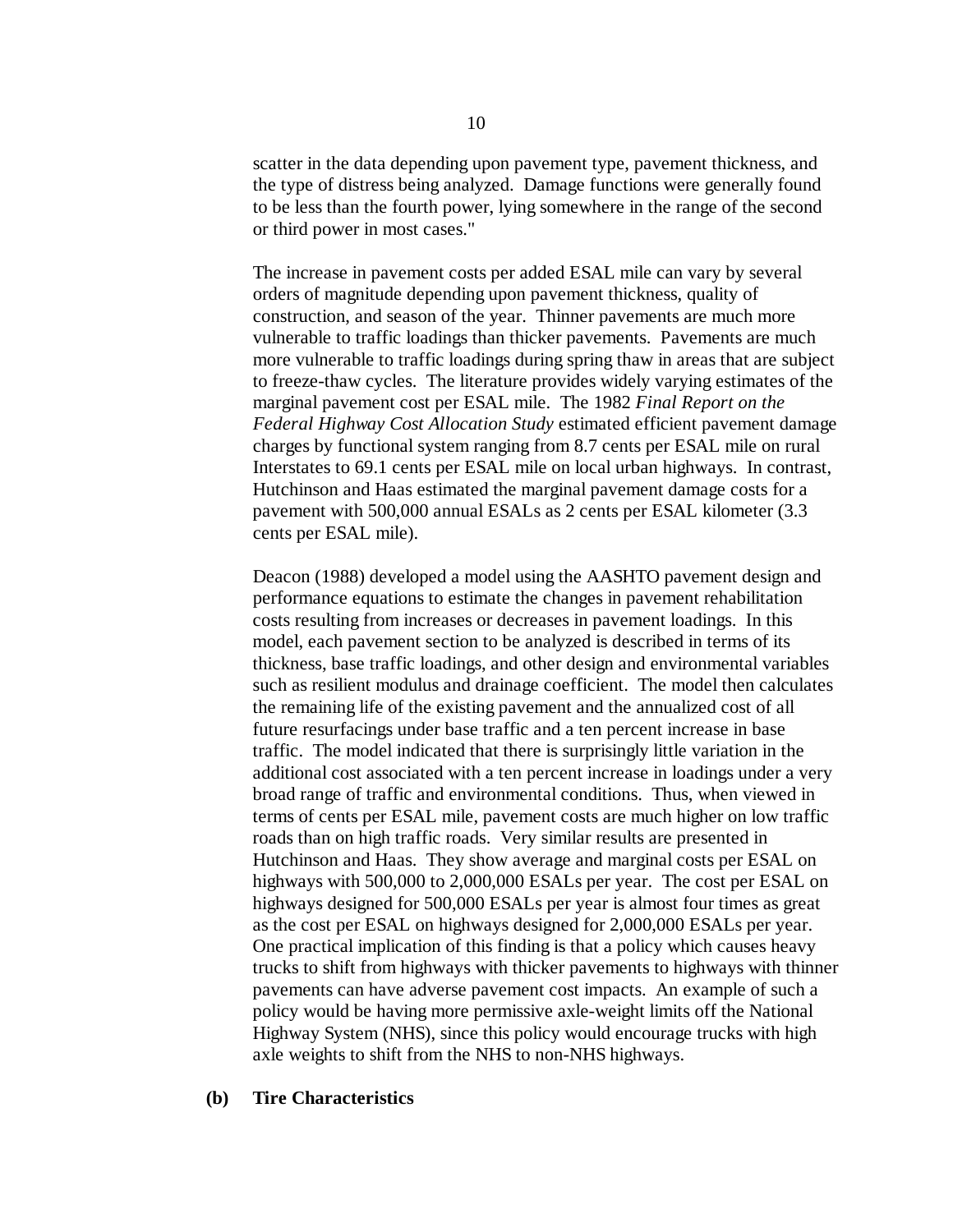scatter in the data depending upon pavement type, pavement thickness, and the type of distress being analyzed. Damage functions were generally found to be less than the fourth power, lying somewhere in the range of the second or third power in most cases."

The increase in pavement costs per added ESAL mile can vary by several orders of magnitude depending upon pavement thickness, quality of construction, and season of the year. Thinner pavements are much more vulnerable to traffic loadings than thicker pavements. Pavements are much more vulnerable to traffic loadings during spring thaw in areas that are subject to freeze-thaw cycles. The literature provides widely varying estimates of the marginal pavement cost per ESAL mile. The 1982 *Final Report on the Federal Highway Cost Allocation Study* estimated efficient pavement damage charges by functional system ranging from 8.7 cents per ESAL mile on rural Interstates to 69.1 cents per ESAL mile on local urban highways. In contrast, Hutchinson and Haas estimated the marginal pavement damage costs for a pavement with 500,000 annual ESALs as 2 cents per ESAL kilometer (3.3 cents per ESAL mile).

Deacon (1988) developed a model using the AASHTO pavement design and performance equations to estimate the changes in pavement rehabilitation costs resulting from increases or decreases in pavement loadings. In this model, each pavement section to be analyzed is described in terms of its thickness, base traffic loadings, and other design and environmental variables such as resilient modulus and drainage coefficient. The model then calculates the remaining life of the existing pavement and the annualized cost of all future resurfacings under base traffic and a ten percent increase in base traffic. The model indicated that there is surprisingly little variation in the additional cost associated with a ten percent increase in loadings under a very broad range of traffic and environmental conditions. Thus, when viewed in terms of cents per ESAL mile, pavement costs are much higher on low traffic roads than on high traffic roads. Very similar results are presented in Hutchinson and Haas. They show average and marginal costs per ESAL on highways with 500,000 to 2,000,000 ESALs per year. The cost per ESAL on highways designed for 500,000 ESALs per year is almost four times as great as the cost per ESAL on highways designed for 2,000,000 ESALs per year. One practical implication of this finding is that a policy which causes heavy trucks to shift from highways with thicker pavements to highways with thinner pavements can have adverse pavement cost impacts. An example of such a policy would be having more permissive axle-weight limits off the National Highway System (NHS), since this policy would encourage trucks with high axle weights to shift from the NHS to non-NHS highways.

**(b) Tire Characteristics**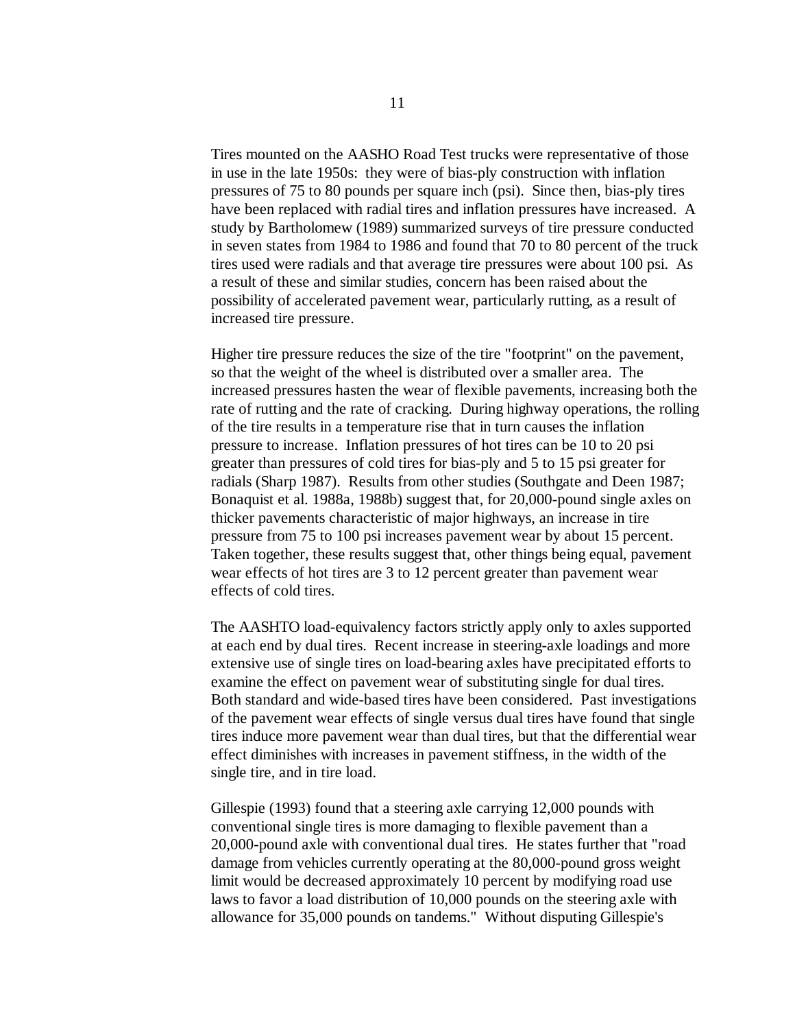Tires mounted on the AASHO Road Test trucks were representative of those in use in the late 1950s: they were of bias-ply construction with inflation pressures of 75 to 80 pounds per square inch (psi). Since then, bias-ply tires have been replaced with radial tires and inflation pressures have increased. A study by Bartholomew (1989) summarized surveys of tire pressure conducted in seven states from 1984 to 1986 and found that 70 to 80 percent of the truck tires used were radials and that average tire pressures were about 100 psi. As a result of these and similar studies, concern has been raised about the possibility of accelerated pavement wear, particularly rutting, as a result of increased tire pressure.

Higher tire pressure reduces the size of the tire "footprint" on the pavement, so that the weight of the wheel is distributed over a smaller area. The increased pressures hasten the wear of flexible pavements, increasing both the rate of rutting and the rate of cracking. During highway operations, the rolling of the tire results in a temperature rise that in turn causes the inflation pressure to increase. Inflation pressures of hot tires can be 10 to 20 psi greater than pressures of cold tires for bias-ply and 5 to 15 psi greater for radials (Sharp 1987). Results from other studies (Southgate and Deen 1987; Bonaquist et al. 1988a, 1988b) suggest that, for 20,000-pound single axles on thicker pavements characteristic of major highways, an increase in tire pressure from 75 to 100 psi increases pavement wear by about 15 percent. Taken together, these results suggest that, other things being equal, pavement wear effects of hot tires are 3 to 12 percent greater than pavement wear effects of cold tires.

The AASHTO load-equivalency factors strictly apply only to axles supported at each end by dual tires. Recent increase in steering-axle loadings and more extensive use of single tires on load-bearing axles have precipitated efforts to examine the effect on pavement wear of substituting single for dual tires. Both standard and wide-based tires have been considered. Past investigations of the pavement wear effects of single versus dual tires have found that single tires induce more pavement wear than dual tires, but that the differential wear effect diminishes with increases in pavement stiffness, in the width of the single tire, and in tire load.

Gillespie (1993) found that a steering axle carrying 12,000 pounds with conventional single tires is more damaging to flexible pavement than a 20,000-pound axle with conventional dual tires. He states further that "road damage from vehicles currently operating at the 80,000-pound gross weight limit would be decreased approximately 10 percent by modifying road use laws to favor a load distribution of 10,000 pounds on the steering axle with allowance for 35,000 pounds on tandems." Without disputing Gillespie's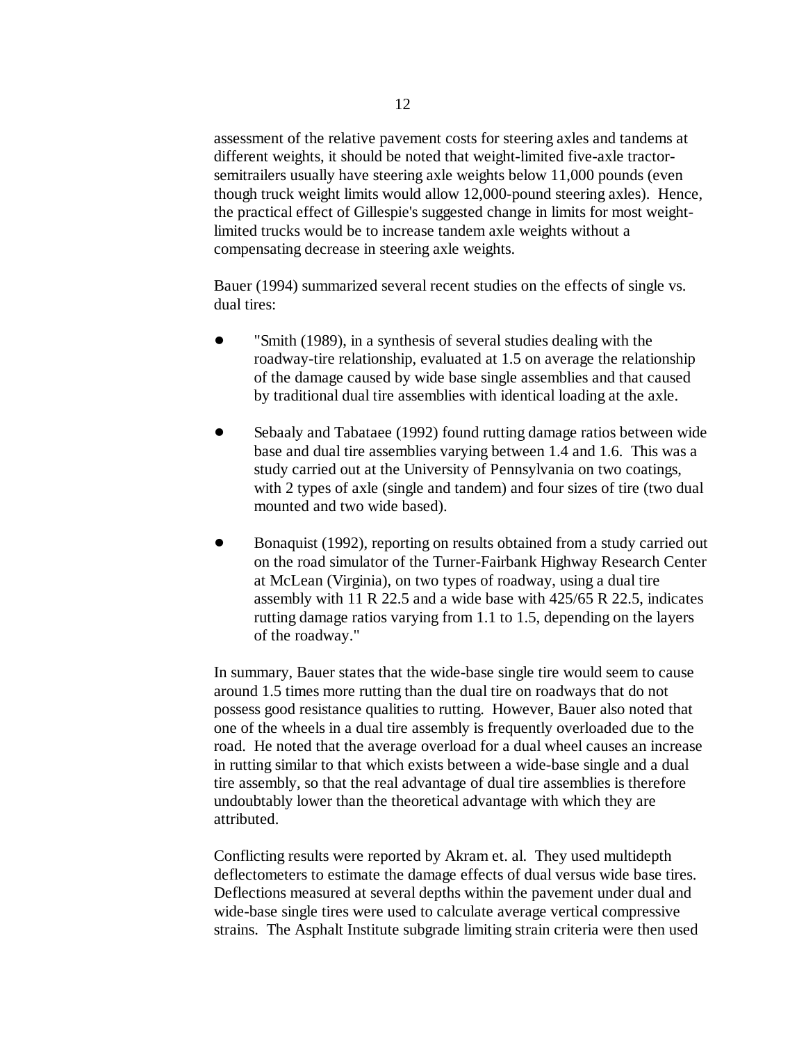assessment of the relative pavement costs for steering axles and tandems at different weights, it should be noted that weight-limited five-axle tractor-semitrailers usually have steering axle weights below 11,000 pounds (even though truck weight limits would allow 12,000-pound steering axles). Hence, the practical effect of Gillespie's suggested change in limits for most weight-limited trucks would be to increase tandem axle weights without a compensating decrease in steering axle weights.

Bauer (1994) summarized several recent studies on the effects of single vs. dual tires:

- "Smith (1989), in a synthesis of several studies dealing with the roadway-tire relationship, evaluated at 1.5 on average the relationship of the damage caused by wide base single assemblies and that caused by traditional dual tire assemblies with identical loading at the axle.

- Sebaaly and Tabataee (1992) found rutting damage ratios between wide base and dual tire assemblies varying between 1.4 and 1.6. This was a study carried out at the University of Pennsylvania on two coatings, with 2 types of axle (single and tandem) and four sizes of tire (two dual mounted and two wide based).

- Bonaquist (1992), reporting on results obtained from a study carried out on the road simulator of the Turner-Fairbank Highway Research Center at McLean (Virginia), on two types of roadway, using a dual tire assembly with 11 R 22.5 and a wide base with 425/65 R 22.5, indicates rutting damage ratios varying from 1.1 to 1.5, depending on the layers of the roadway."

In summary, Bauer states that the wide-base single tire would seem to cause around 1.5 times more rutting than the dual tire on roadways that do not possess good resistance qualities to rutting. However, Bauer also noted that one of the wheels in a dual tire assembly is frequently overloaded due to the road. He noted that the average overload for a dual wheel causes an increase in rutting similar to that which exists between a wide-base single and a dual tire assembly, so that the real advantage of dual tire assemblies is therefore undoubtably lower than the theoretical advantage with which they are attributed.

Conflicting results were reported by Akram et. al. They used multidepth deflectometers to estimate the damage effects of dual versus wide base tires. Deflections measured at several depths within the pavement under dual and wide-base single tires were used to calculate average vertical compressive strains. The Asphalt Institute subgrade limiting strain criteria were then used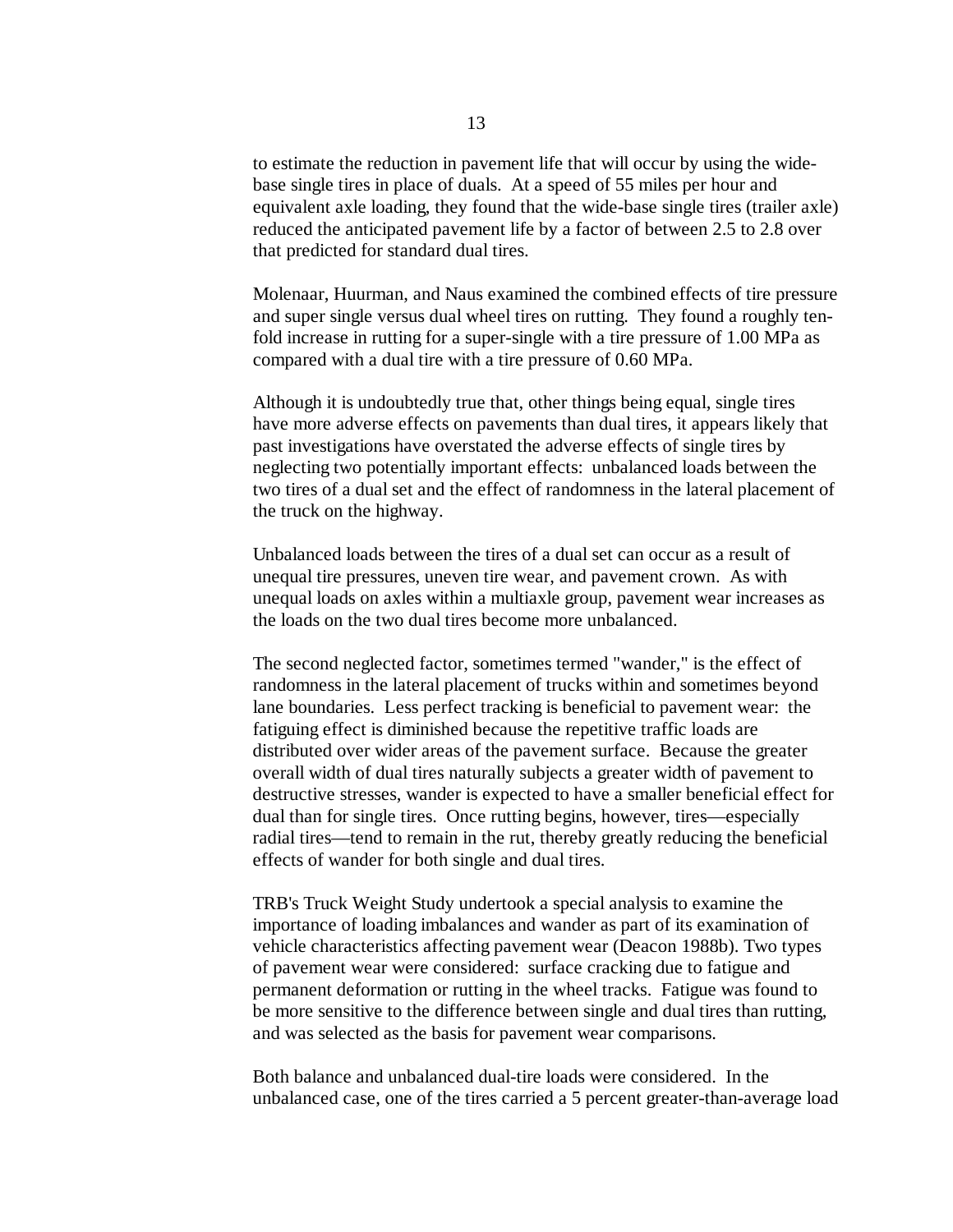to estimate the reduction in pavement life that will occur by using the wide-base single tires in place of duals. At a speed of 55 miles per hour and equivalent axle loading, they found that the wide-base single tires (trailer axle) reduced the anticipated pavement life by a factor of between 2.5 to 2.8 over that predicted for standard dual tires.

Molenaar, Huurman, and Naus examined the combined effects of tire pressure and super single versus dual wheel tires on rutting. They found a roughly ten-fold increase in rutting for a super-single with a tire pressure of 1.00 MPa as compared with a dual tire with a tire pressure of 0.60 MPa.

Although it is undoubtedly true that, other things being equal, single tires have more adverse effects on pavements than dual tires, it appears likely that past investigations have overstated the adverse effects of single tires by neglecting two potentially important effects: unbalanced loads between the two tires of a dual set and the effect of randomness in the lateral placement of the truck on the highway.

Unbalanced loads between the tires of a dual set can occur as a result of unequal tire pressures, uneven tire wear, and pavement crown. As with unequal loads on axles within a multiaxle group, pavement wear increases as the loads on the two dual tires become more unbalanced.

The second neglected factor, sometimes termed "wander," is the effect of randomness in the lateral placement of trucks within and sometimes beyond lane boundaries. Less perfect tracking is beneficial to pavement wear: the fatiguing effect is diminished because the repetitive traffic loads are distributed over wider areas of the pavement surface. Because the greater overall width of dual tires naturally subjects a greater width of pavement to destructive stresses, wander is expected to have a smaller beneficial effect for dual than for single tires. Once rutting begins, however, tires—especially radial tires—tend to remain in the rut, thereby greatly reducing the beneficial effects of wander for both single and dual tires.

TRB's Truck Weight Study undertook a special analysis to examine the importance of loading imbalances and wander as part of its examination of vehicle characteristics affecting pavement wear (Deacon 1988b). Two types of pavement wear were considered: surface cracking due to fatigue and permanent deformation or rutting in the wheel tracks. Fatigue was found to be more sensitive to the difference between single and dual tires than rutting, and was selected as the basis for pavement wear comparisons.

Both balance and unbalanced dual-tire loads were considered. In the unbalanced case, one of the tires carried a 5 percent greater-than-average load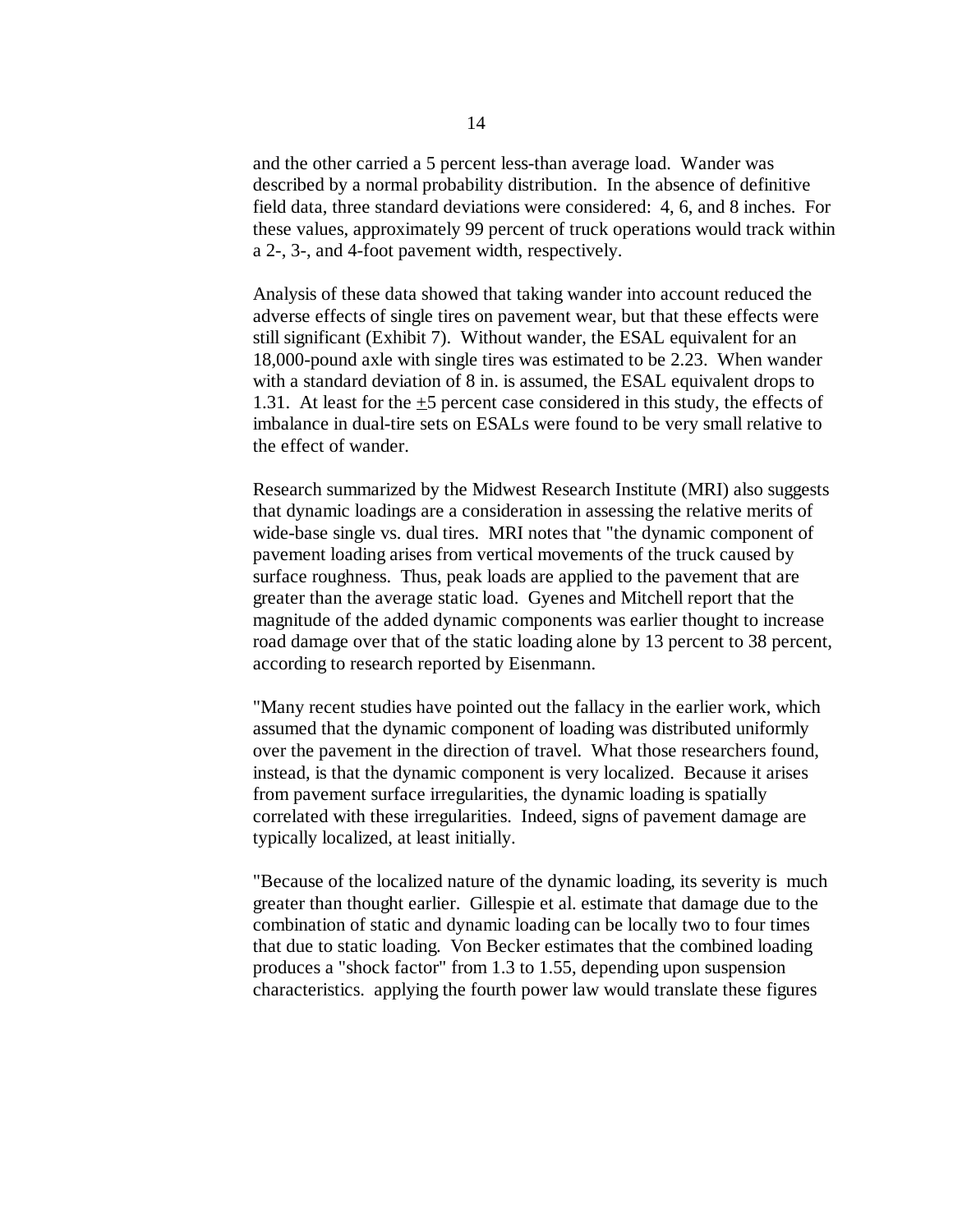and the other carried a 5 percent less-than average load. Wander was described by a normal probability distribution. In the absence of definitive field data, three standard deviations were considered: 4, 6, and 8 inches. For these values, approximately 99 percent of truck operations would track within a 2-, 3-, and 4-foot pavement width, respectively.

Analysis of these data showed that taking wander into account reduced the adverse effects of single tires on pavement wear, but that these effects were still significant (Exhibit 7). Without wander, the ESAL equivalent for an 18,000-pound axle with single tires was estimated to be 2.23. When wander with a standard deviation of 8 in. is assumed, the ESAL equivalent drops to 1.31. At least for the $\pm$5 percent case considered in this study, the effects of imbalance in dual-tire sets on ESALs were found to be very small relative to the effect of wander.

Research summarized by the Midwest Research Institute (MRI) also suggests that dynamic loadings are a consideration in assessing the relative merits of wide-base single vs. dual tires. MRI notes that "the dynamic component of pavement loading arises from vertical movements of the truck caused by surface roughness. Thus, peak loads are applied to the pavement that are greater than the average static load. Gyenes and Mitchell report that the magnitude of the added dynamic components was earlier thought to increase road damage over that of the static loading alone by 13 percent to 38 percent, according to research reported by Eisenmann.

"Many recent studies have pointed out the fallacy in the earlier work, which assumed that the dynamic component of loading was distributed uniformly over the pavement in the direction of travel. What those researchers found, instead, is that the dynamic component is very localized. Because it arises from pavement surface irregularities, the dynamic loading is spatially correlated with these irregularities. Indeed, signs of pavement damage are typically localized, at least initially.

"Because of the localized nature of the dynamic loading, its severity is much greater than thought earlier. Gillespie et al. estimate that damage due to the combination of static and dynamic loading can be locally two to four times that due to static loading. Von Becker estimates that the combined loading produces a "shock factor" from 1.3 to 1.55, depending upon suspension characteristics. applying the fourth power law would translate these figures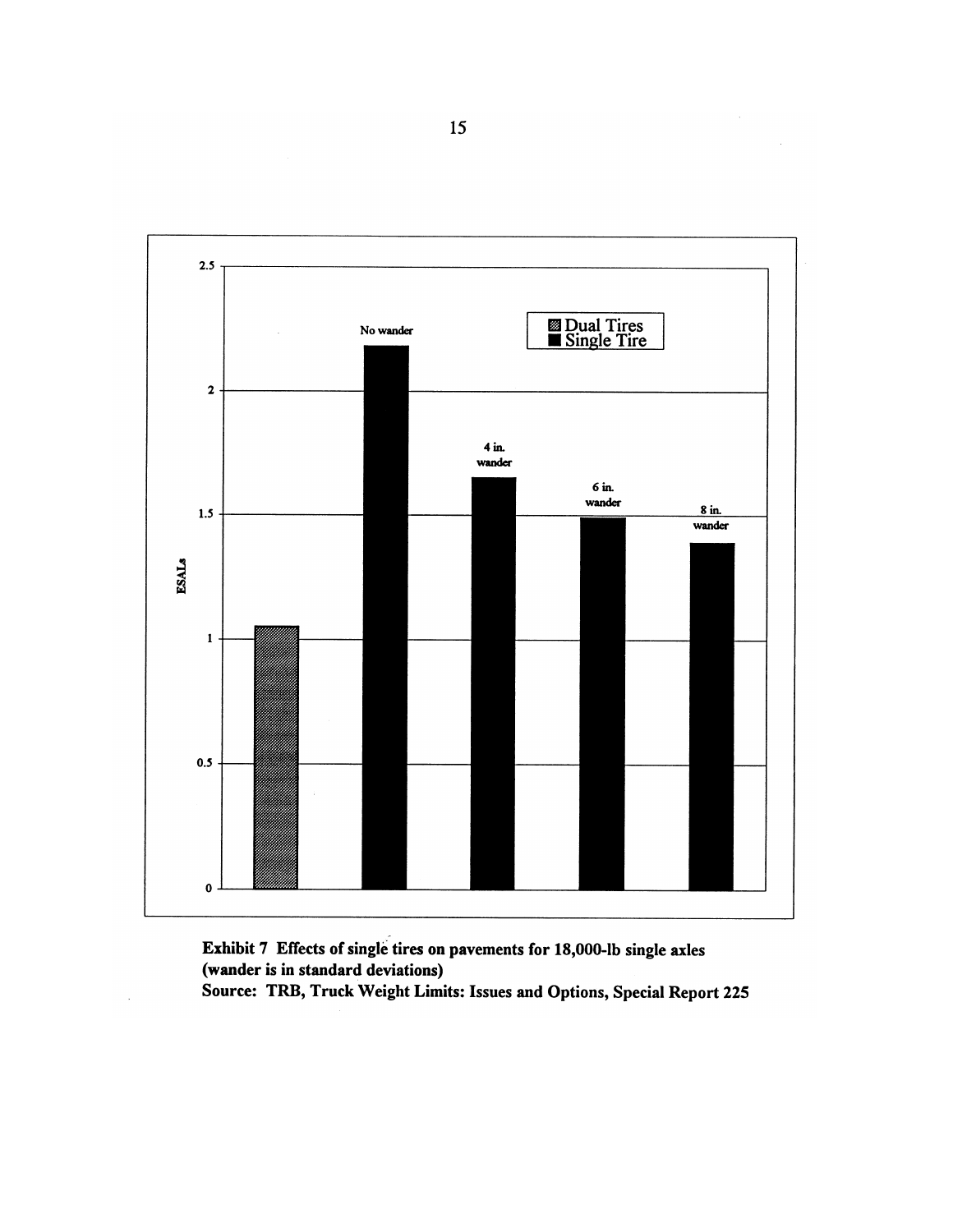**Exhibit 7 Effects of single tires on pavements for 18,000-lb single axles (wander is in standard deviations)**
**Source: TRB, Truck Weight Limits: Issues and Options, Special Report 225**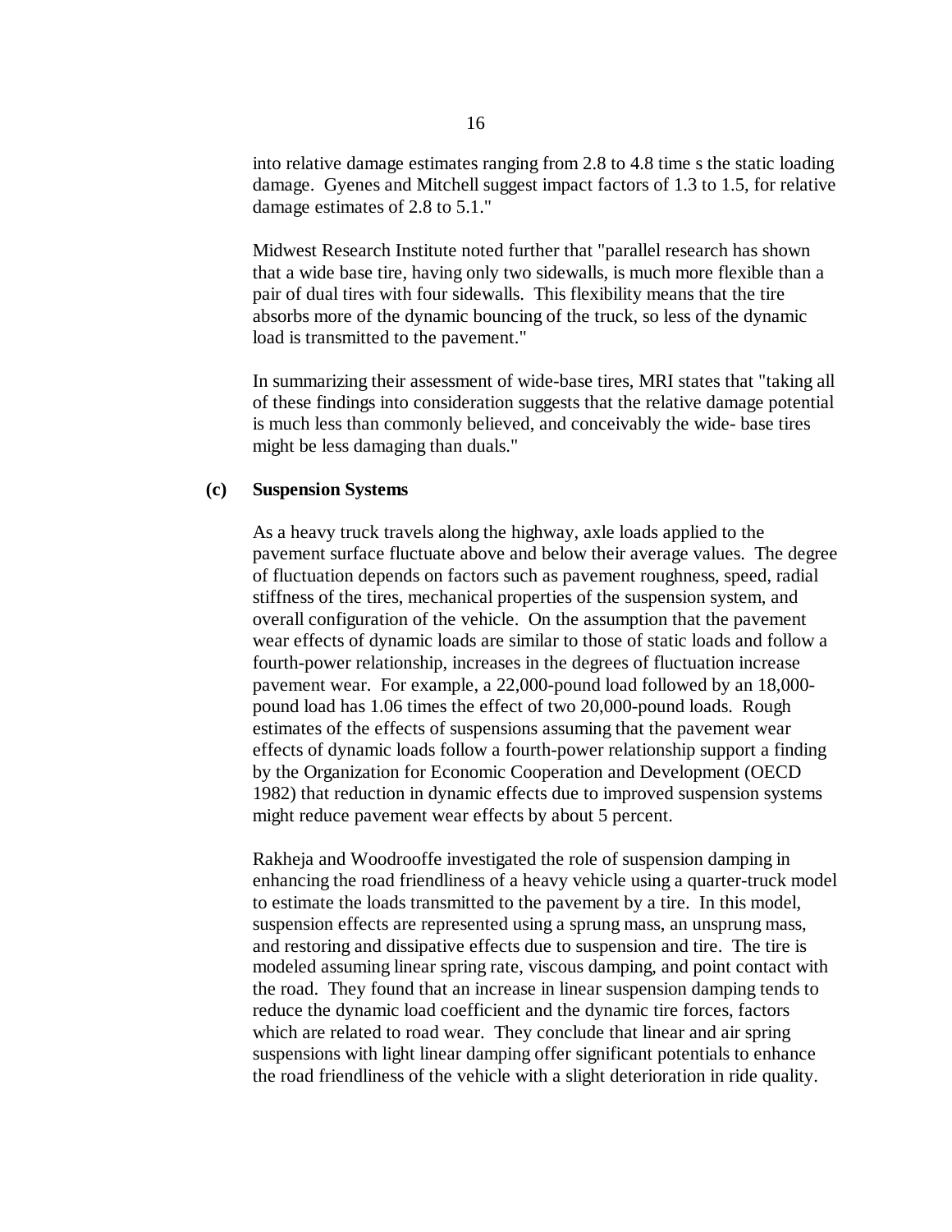into relative damage estimates ranging from 2.8 to 4.8 time s the static loading damage. Gyenes and Mitchell suggest impact factors of 1.3 to 1.5, for relative damage estimates of 2.8 to 5.1."

Midwest Research Institute noted further that "parallel research has shown that a wide base tire, having only two sidewalls, is much more flexible than a pair of dual tires with four sidewalls. This flexibility means that the tire absorbs more of the dynamic bouncing of the truck, so less of the dynamic load is transmitted to the pavement."

In summarizing their assessment of wide-base tires, MRI states that "taking all of these findings into consideration suggests that the relative damage potential is much less than commonly believed, and conceivably the wide- base tires might be less damaging than duals."

**(c) Suspension Systems**

As a heavy truck travels along the highway, axle loads applied to the pavement surface fluctuate above and below their average values. The degree of fluctuation depends on factors such as pavement roughness, speed, radial stiffness of the tires, mechanical properties of the suspension system, and overall configuration of the vehicle. On the assumption that the pavement wear effects of dynamic loads are similar to those of static loads and follow a fourth-power relationship, increases in the degrees of fluctuation increase pavement wear. For example, a 22,000-pound load followed by an 18,000-pound load has 1.06 times the effect of two 20,000-pound loads. Rough estimates of the effects of suspensions assuming that the pavement wear effects of dynamic loads follow a fourth-power relationship support a finding by the Organization for Economic Cooperation and Development (OECD 1982) that reduction in dynamic effects due to improved suspension systems might reduce pavement wear effects by about 5 percent.

Rakheja and Woodrooffe investigated the role of suspension damping in enhancing the road friendliness of a heavy vehicle using a quarter-truck model to estimate the loads transmitted to the pavement by a tire. In this model, suspension effects are represented using a sprung mass, an unsprung mass, and restoring and dissipative effects due to suspension and tire. The tire is modeled assuming linear spring rate, viscous damping, and point contact with the road. They found that an increase in linear suspension damping tends to reduce the dynamic load coefficient and the dynamic tire forces, factors which are related to road wear. They conclude that linear and air spring suspensions with light linear damping offer significant potentials to enhance the road friendliness of the vehicle with a slight deterioration in ride quality.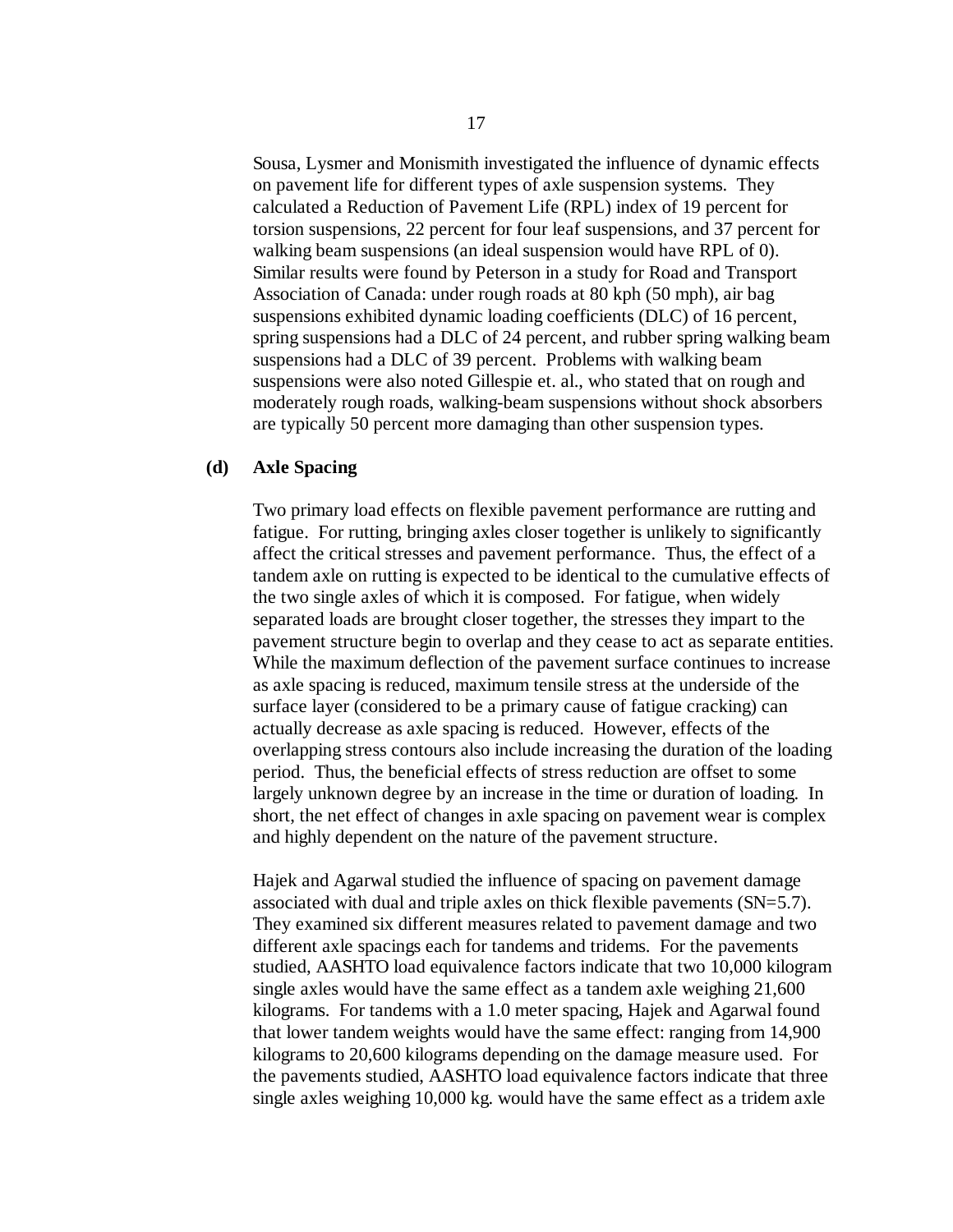Sousa, Lysmer and Monismith investigated the influence of dynamic effects on pavement life for different types of axle suspension systems. They calculated a Reduction of Pavement Life (RPL) index of 19 percent for torsion suspensions, 22 percent for four leaf suspensions, and 37 percent for walking beam suspensions (an ideal suspension would have RPL of 0). Similar results were found by Peterson in a study for Road and Transport Association of Canada: under rough roads at 80 kph (50 mph), air bag suspensions exhibited dynamic loading coefficients (DLC) of 16 percent, spring suspensions had a DLC of 24 percent, and rubber spring walking beam suspensions had a DLC of 39 percent. Problems with walking beam suspensions were also noted Gillespie et. al., who stated that on rough and moderately rough roads, walking-beam suspensions without shock absorbers are typically 50 percent more damaging than other suspension types.

**(d) Axle Spacing**

Two primary load effects on flexible pavement performance are rutting and fatigue. For rutting, bringing axles closer together is unlikely to significantly affect the critical stresses and pavement performance. Thus, the effect of a tandem axle on rutting is expected to be identical to the cumulative effects of the two single axles of which it is composed. For fatigue, when widely separated loads are brought closer together, the stresses they impart to the pavement structure begin to overlap and they cease to act as separate entities. While the maximum deflection of the pavement surface continues to increase as axle spacing is reduced, maximum tensile stress at the underside of the surface layer (considered to be a primary cause of fatigue cracking) can actually decrease as axle spacing is reduced. However, effects of the overlapping stress contours also include increasing the duration of the loading period. Thus, the beneficial effects of stress reduction are offset to some largely unknown degree by an increase in the time or duration of loading. In short, the net effect of changes in axle spacing on pavement wear is complex and highly dependent on the nature of the pavement structure.

Hajek and Agarwal studied the influence of spacing on pavement damage associated with dual and triple axles on thick flexible pavements (SN=5.7). They examined six different measures related to pavement damage and two different axle spacings each for tandems and tridems. For the pavements studied, AASHTO load equivalence factors indicate that two 10,000 kilogram single axles would have the same effect as a tandem axle weighing 21,600 kilograms. For tandems with a 1.0 meter spacing, Hajek and Agarwal found that lower tandem weights would have the same effect: ranging from 14,900 kilograms to 20,600 kilograms depending on the damage measure used. For the pavements studied, AASHTO load equivalence factors indicate that three single axles weighing 10,000 kg. would have the same effect as a tridem axle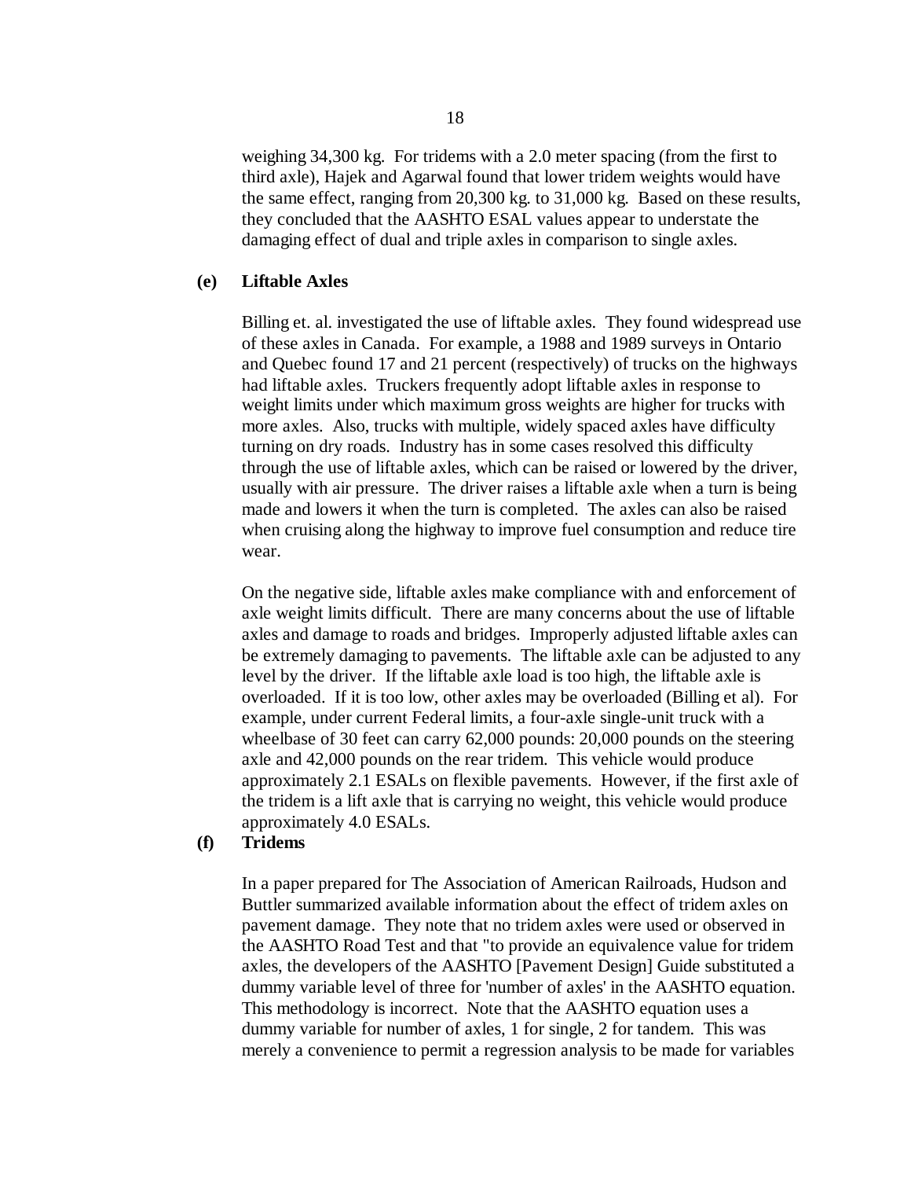weighing 34,300 kg. For tridems with a 2.0 meter spacing (from the first to third axle), Hajek and Agarwal found that lower tridem weights would have the same effect, ranging from 20,300 kg. to 31,000 kg. Based on these results, they concluded that the AASHTO ESAL values appear to understate the damaging effect of dual and triple axles in comparison to single axles.

**(e) Liftable Axles**

Billing et. al. investigated the use of liftable axles. They found widespread use of these axles in Canada. For example, a 1988 and 1989 surveys in Ontario and Quebec found 17 and 21 percent (respectively) of trucks on the highways had liftable axles. Truckers frequently adopt liftable axles in response to weight limits under which maximum gross weights are higher for trucks with more axles. Also, trucks with multiple, widely spaced axles have difficulty turning on dry roads. Industry has in some cases resolved this difficulty through the use of liftable axles, which can be raised or lowered by the driver, usually with air pressure. The driver raises a liftable axle when a turn is being made and lowers it when the turn is completed. The axles can also be raised when cruising along the highway to improve fuel consumption and reduce tire wear.

On the negative side, liftable axles make compliance with and enforcement of axle weight limits difficult. There are many concerns about the use of liftable axles and damage to roads and bridges. Improperly adjusted liftable axles can be extremely damaging to pavements. The liftable axle can be adjusted to any level by the driver. If the liftable axle load is too high, the liftable axle is overloaded. If it is too low, other axles may be overloaded (Billing et al). For example, under current Federal limits, a four-axle single-unit truck with a wheelbase of 30 feet can carry 62,000 pounds: 20,000 pounds on the steering axle and 42,000 pounds on the rear tridem. This vehicle would produce approximately 2.1 ESALs on flexible pavements. However, if the first axle of the tridem is a lift axle that is carrying no weight, this vehicle would produce approximately 4.0 ESALs.

**(f) Tridems**

In a paper prepared for The Association of American Railroads, Hudson and Buttler summarized available information about the effect of tridem axles on pavement damage. They note that no tridem axles were used or observed in the AASHTO Road Test and that "to provide an equivalence value for tridem axles, the developers of the AASHTO [Pavement Design] Guide substituted a dummy variable level of three for 'number of axles' in the AASHTO equation. This methodology is incorrect. Note that the AASHTO equation uses a dummy variable for number of axles, 1 for single, 2 for tandem. This was merely a convenience to permit a regression analysis to be made for variables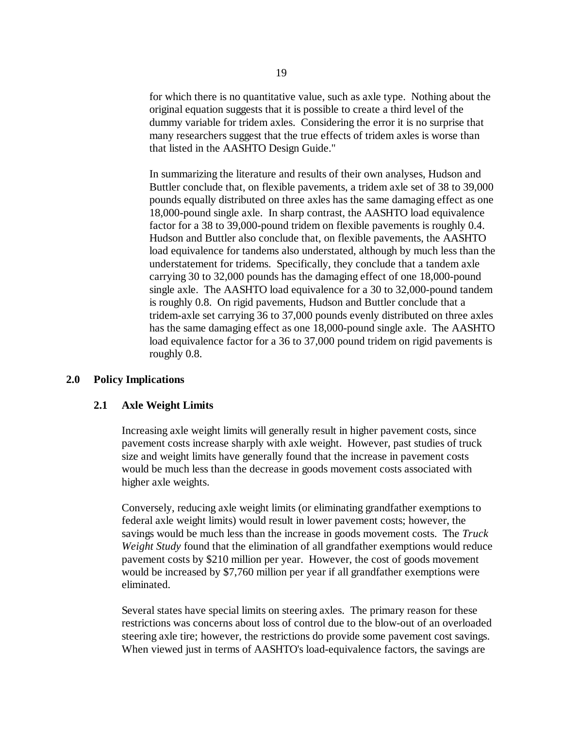for which there is no quantitative value, such as axle type. Nothing about the original equation suggests that it is possible to create a third level of the dummy variable for tridem axles. Considering the error it is no surprise that many researchers suggest that the true effects of tridem axles is worse than that listed in the AASHTO Design Guide."

In summarizing the literature and results of their own analyses, Hudson and Buttler conclude that, on flexible pavements, a tridem axle set of 38 to 39,000 pounds equally distributed on three axles has the same damaging effect as one 18,000-pound single axle. In sharp contrast, the AASHTO load equivalence factor for a 38 to 39,000-pound tridem on flexible pavements is roughly 0.4. Hudson and Buttler also conclude that, on flexible pavements, the AASHTO load equivalence for tandems also understated, although by much less than the understatement for tridems. Specifically, they conclude that a tandem axle carrying 30 to 32,000 pounds has the damaging effect of one 18,000-pound single axle. The AASHTO load equivalence for a 30 to 32,000-pound tandem is roughly 0.8. On rigid pavements, Hudson and Buttler conclude that a tridem-axle set carrying 36 to 37,000 pounds evenly distributed on three axles has the same damaging effect as one 18,000-pound single axle. The AASHTO load equivalence factor for a 36 to 37,000 pound tridem on rigid pavements is roughly 0.8.

## 2.0 Policy Implications

### 2.1 Axle Weight Limits

Increasing axle weight limits will generally result in higher pavement costs, since pavement costs increase sharply with axle weight. However, past studies of truck size and weight limits have generally found that the increase in pavement costs would be much less than the decrease in goods movement costs associated with higher axle weights.

Conversely, reducing axle weight limits (or eliminating grandfather exemptions to federal axle weight limits) would result in lower pavement costs; however, the savings would be much less than the increase in goods movement costs. The *Truck Weight Study* found that the elimination of all grandfather exemptions would reduce pavement costs by $210 million per year. However, the cost of goods movement would be increased by $7,760 million per year if all grandfather exemptions were eliminated.

Several states have special limits on steering axles. The primary reason for these restrictions was concerns about loss of control due to the blow-out of an overloaded steering axle tire; however, the restrictions do provide some pavement cost savings. When viewed just in terms of AASHTO's load-equivalence factors, the savings are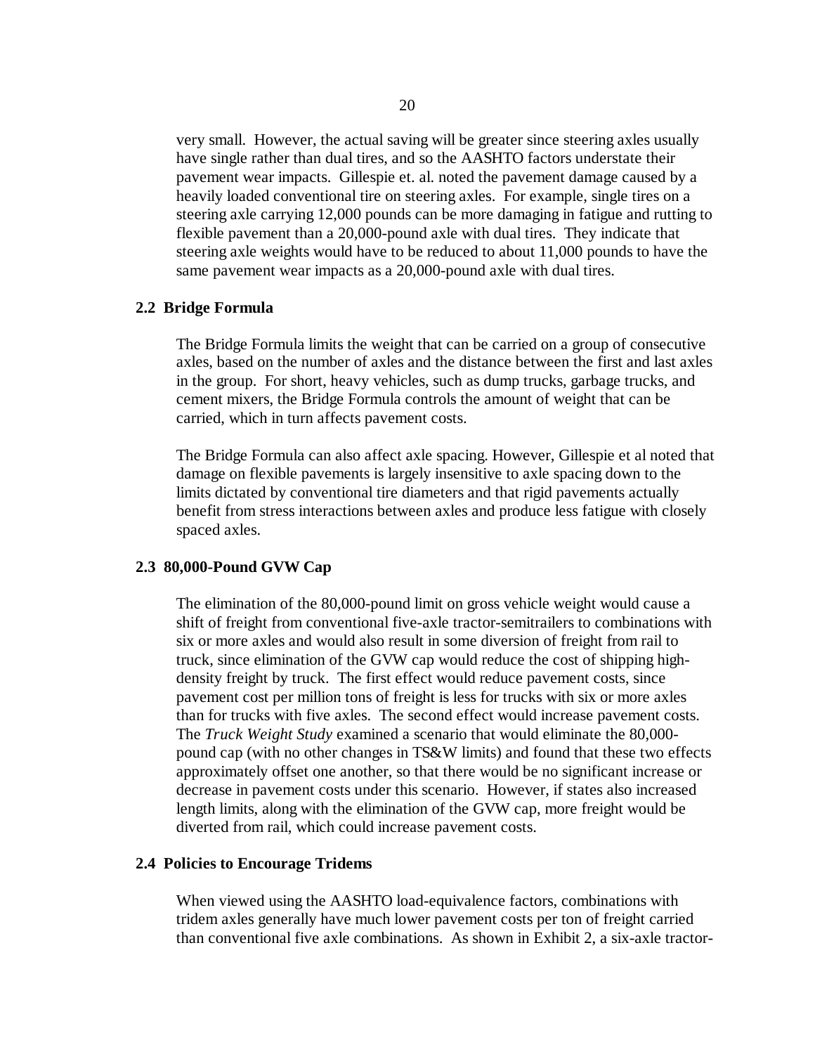very small. However, the actual saving will be greater since steering axles usually have single rather than dual tires, and so the AASHTO factors understate their pavement wear impacts. Gillespie et. al. noted the pavement damage caused by a heavily loaded conventional tire on steering axles. For example, single tires on a steering axle carrying 12,000 pounds can be more damaging in fatigue and rutting to flexible pavement than a 20,000-pound axle with dual tires. They indicate that steering axle weights would have to be reduced to about 11,000 pounds to have the same pavement wear impacts as a 20,000-pound axle with dual tires.

## 2.2 Bridge Formula

The Bridge Formula limits the weight that can be carried on a group of consecutive axles, based on the number of axles and the distance between the first and last axles in the group. For short, heavy vehicles, such as dump trucks, garbage trucks, and cement mixers, the Bridge Formula controls the amount of weight that can be carried, which in turn affects pavement costs.

The Bridge Formula can also affect axle spacing. However, Gillespie et al noted that damage on flexible pavements is largely insensitive to axle spacing down to the limits dictated by conventional tire diameters and that rigid pavements actually benefit from stress interactions between axles and produce less fatigue with closely spaced axles.

## 2.3 80,000-Pound GVW Cap

The elimination of the 80,000-pound limit on gross vehicle weight would cause a shift of freight from conventional five-axle tractor-semitrailers to combinations with six or more axles and would also result in some diversion of freight from rail to truck, since elimination of the GVW cap would reduce the cost of shipping high-density freight by truck. The first effect would reduce pavement costs, since pavement cost per million tons of freight is less for trucks with six or more axles than for trucks with five axles. The second effect would increase pavement costs. The *Truck Weight Study* examined a scenario that would eliminate the 80,000-pound cap (with no other changes in TS&W limits) and found that these two effects approximately offset one another, so that there would be no significant increase or decrease in pavement costs under this scenario. However, if states also increased length limits, along with the elimination of the GVW cap, more freight would be diverted from rail, which could increase pavement costs.

## 2.4 Policies to Encourage Tridems

When viewed using the AASHTO load-equivalence factors, combinations with tridem axles generally have much lower pavement costs per ton of freight carried than conventional five axle combinations. As shown in Exhibit 2, a six-axle tractor-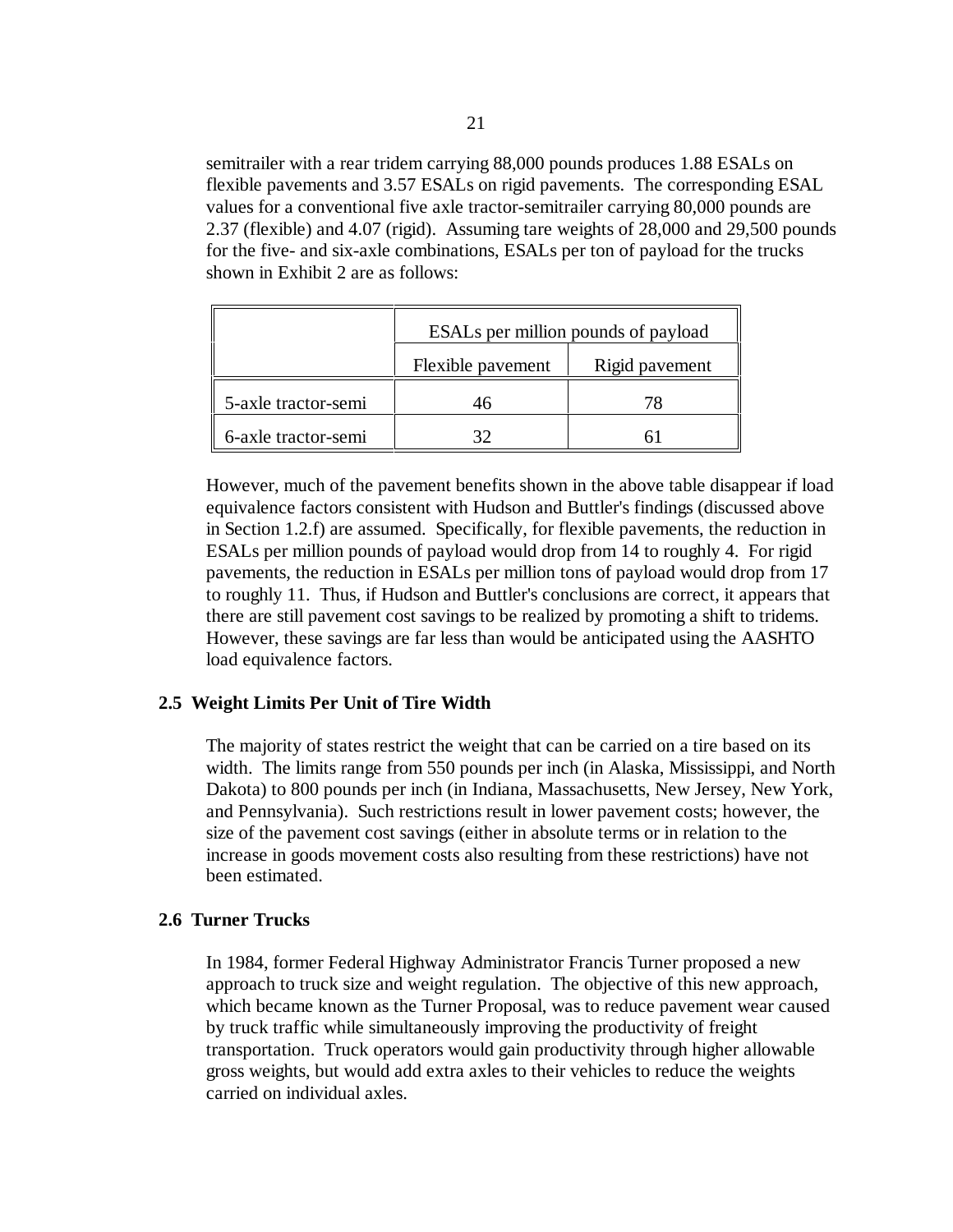semitrailer with a rear tridem carrying 88,000 pounds produces 1.88 ESALs on flexible pavements and 3.57 ESALs on rigid pavements. The corresponding ESAL values for a conventional five axle tractor-semitrailer carrying 80,000 pounds are 2.37 (flexible) and 4.07 (rigid). Assuming tare weights of 28,000 and 29,500 pounds for the five- and six-axle combinations, ESALs per ton of payload for the trucks shown in Exhibit 2 are as follows:

| | ESALs per million pounds of payload | |
|---|---|---|
| | Flexible pavement | Rigid pavement |
| 5-axle tractor-semi | 46 | 78 |
| 6-axle tractor-semi | 32 | 61 |

However, much of the pavement benefits shown in the above table disappear if load equivalence factors consistent with Hudson and Buttler's findings (discussed above in Section 1.2.f) are assumed. Specifically, for flexible pavements, the reduction in ESALs per million pounds of payload would drop from 14 to roughly 4. For rigid pavements, the reduction in ESALs per million tons of payload would drop from 17 to roughly 11. Thus, if Hudson and Buttler's conclusions are correct, it appears that there are still pavement cost savings to be realized by promoting a shift to tridems. However, these savings are far less than would be anticipated using the AASHTO load equivalence factors.

## 2.5 Weight Limits Per Unit of Tire Width

The majority of states restrict the weight that can be carried on a tire based on its width. The limits range from 550 pounds per inch (in Alaska, Mississippi, and North Dakota) to 800 pounds per inch (in Indiana, Massachusetts, New Jersey, New York, and Pennsylvania). Such restrictions result in lower pavement costs; however, the size of the pavement cost savings (either in absolute terms or in relation to the increase in goods movement costs also resulting from these restrictions) have not been estimated.

## 2.6 Turner Trucks

In 1984, former Federal Highway Administrator Francis Turner proposed a new approach to truck size and weight regulation. The objective of this new approach, which became known as the Turner Proposal, was to reduce pavement wear caused by truck traffic while simultaneously improving the productivity of freight transportation. Truck operators would gain productivity through higher allowable gross weights, but would add extra axles to their vehicles to reduce the weights carried on individual axles.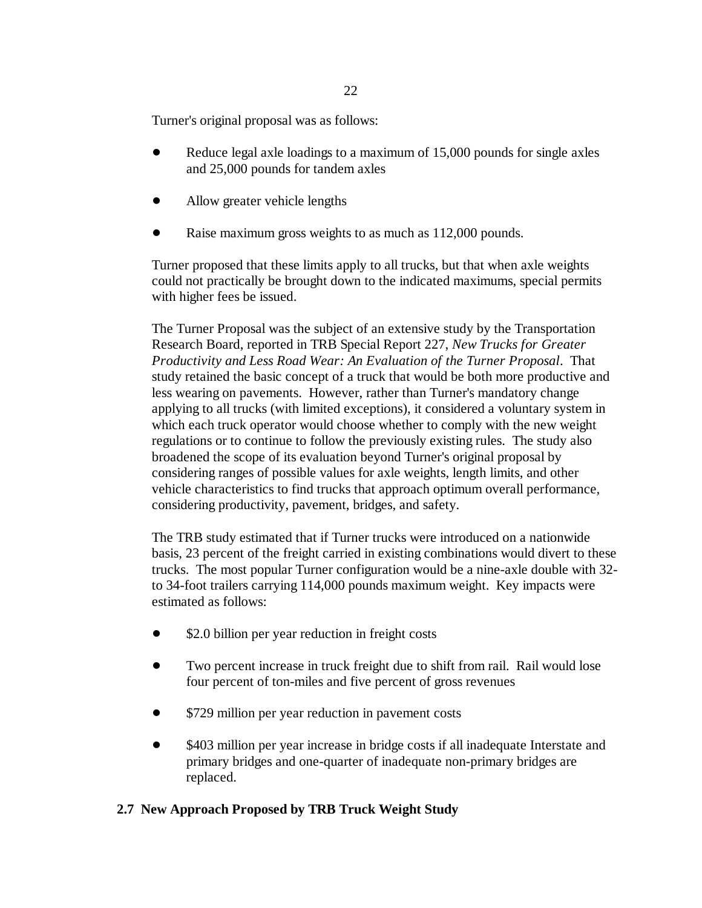Turner's original proposal was as follows:

- Reduce legal axle loadings to a maximum of 15,000 pounds for single axles and 25,000 pounds for tandem axles
- Allow greater vehicle lengths
- Raise maximum gross weights to as much as 112,000 pounds.

Turner proposed that these limits apply to all trucks, but that when axle weights could not practically be brought down to the indicated maximums, special permits with higher fees be issued.

The Turner Proposal was the subject of an extensive study by the Transportation Research Board, reported in TRB Special Report 227, *New Trucks for Greater Productivity and Less Road Wear: An Evaluation of the Turner Proposal*. That study retained the basic concept of a truck that would be both more productive and less wearing on pavements. However, rather than Turner's mandatory change applying to all trucks (with limited exceptions), it considered a voluntary system in which each truck operator would choose whether to comply with the new weight regulations or to continue to follow the previously existing rules. The study also broadened the scope of its evaluation beyond Turner's original proposal by considering ranges of possible values for axle weights, length limits, and other vehicle characteristics to find trucks that approach optimum overall performance, considering productivity, pavement, bridges, and safety.

The TRB study estimated that if Turner trucks were introduced on a nationwide basis, 23 percent of the freight carried in existing combinations would divert to these trucks. The most popular Turner configuration would be a nine-axle double with 32- to 34-foot trailers carrying 114,000 pounds maximum weight. Key impacts were estimated as follows:

- $2.0 billion per year reduction in freight costs
- Two percent increase in truck freight due to shift from rail. Rail would lose four percent of ton-miles and five percent of gross revenues
- $729 million per year reduction in pavement costs
- $403 million per year increase in bridge costs if all inadequate Interstate and primary bridges and one-quarter of inadequate non-primary bridges are replaced.

## 2.7 New Approach Proposed by TRB Truck Weight Study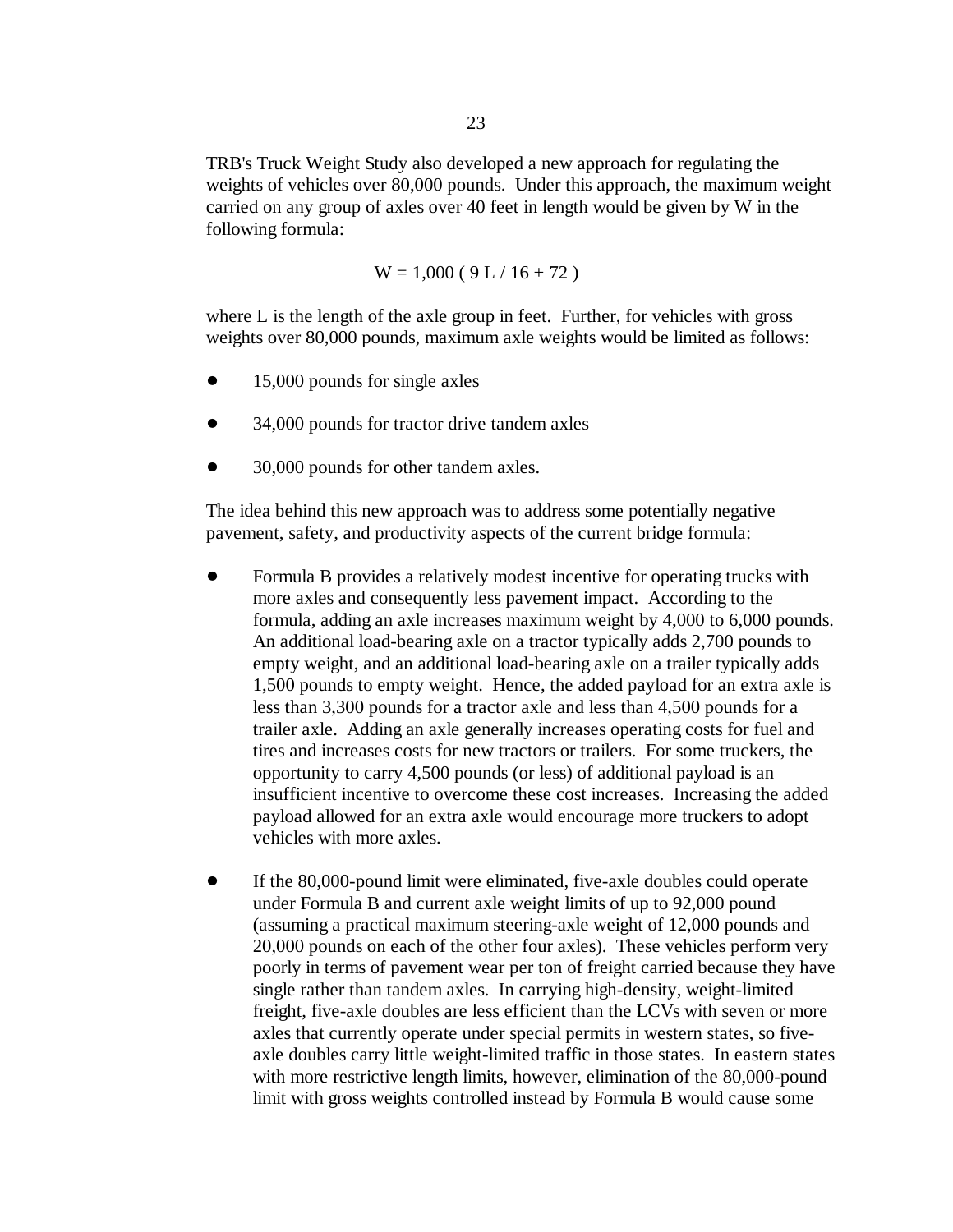TRB's Truck Weight Study also developed a new approach for regulating the weights of vehicles over 80,000 pounds. Under this approach, the maximum weight carried on any group of axles over 40 feet in length would be given by W in the following formula:

$$W = 1{,}000\ (\ 9\ L\ /\ 16 + 72\ )$$

where L is the length of the axle group in feet. Further, for vehicles with gross weights over 80,000 pounds, maximum axle weights would be limited as follows:

- 15,000 pounds for single axles
- 34,000 pounds for tractor drive tandem axles
- 30,000 pounds for other tandem axles.

The idea behind this new approach was to address some potentially negative pavement, safety, and productivity aspects of the current bridge formula:

- Formula B provides a relatively modest incentive for operating trucks with more axles and consequently less pavement impact. According to the formula, adding an axle increases maximum weight by 4,000 to 6,000 pounds. An additional load-bearing axle on a tractor typically adds 2,700 pounds to empty weight, and an additional load-bearing axle on a trailer typically adds 1,500 pounds to empty weight. Hence, the added payload for an extra axle is less than 3,300 pounds for a tractor axle and less than 4,500 pounds for a trailer axle. Adding an axle generally increases operating costs for fuel and tires and increases costs for new tractors or trailers. For some truckers, the opportunity to carry 4,500 pounds (or less) of additional payload is an insufficient incentive to overcome these cost increases. Increasing the added payload allowed for an extra axle would encourage more truckers to adopt vehicles with more axles.

- If the 80,000-pound limit were eliminated, five-axle doubles could operate under Formula B and current axle weight limits of up to 92,000 pound (assuming a practical maximum steering-axle weight of 12,000 pounds and 20,000 pounds on each of the other four axles). These vehicles perform very poorly in terms of pavement wear per ton of freight carried because they have single rather than tandem axles. In carrying high-density, weight-limited freight, five-axle doubles are less efficient than the LCVs with seven or more axles that currently operate under special permits in western states, so five-axle doubles carry little weight-limited traffic in those states. In eastern states with more restrictive length limits, however, elimination of the 80,000-pound limit with gross weights controlled instead by Formula B would cause some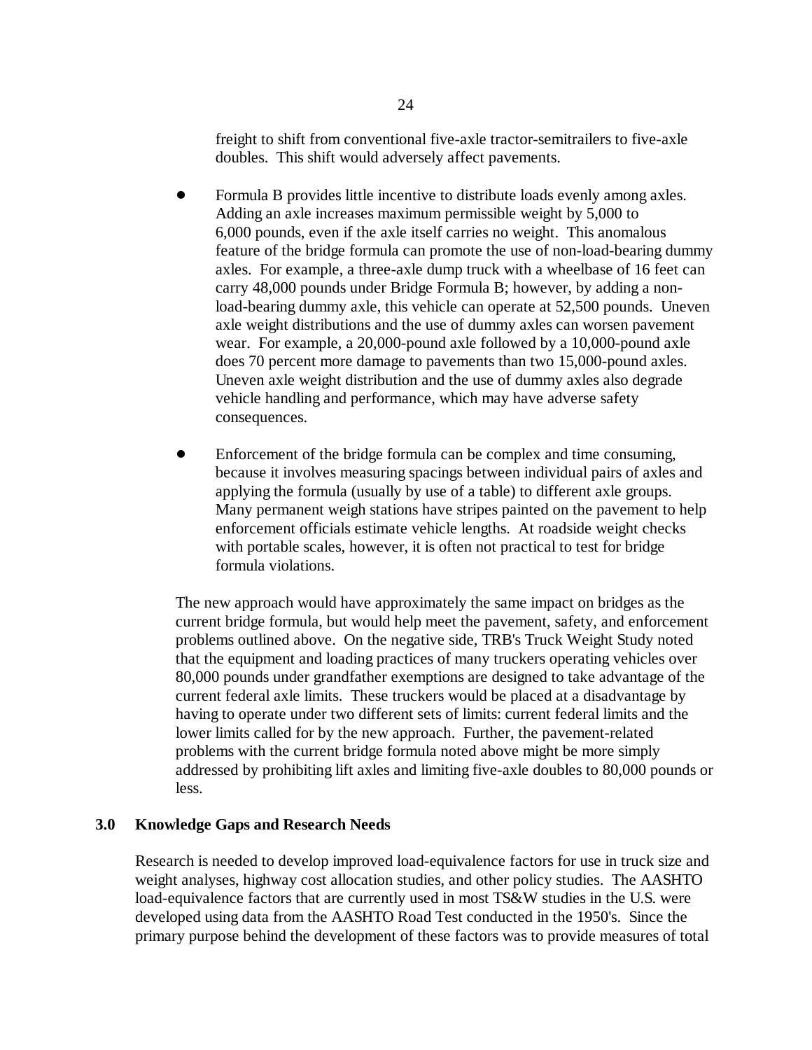freight to shift from conventional five-axle tractor-semitrailers to five-axle doubles. This shift would adversely affect pavements.

- Formula B provides little incentive to distribute loads evenly among axles. Adding an axle increases maximum permissible weight by 5,000 to 6,000 pounds, even if the axle itself carries no weight. This anomalous feature of the bridge formula can promote the use of non-load-bearing dummy axles. For example, a three-axle dump truck with a wheelbase of 16 feet can carry 48,000 pounds under Bridge Formula B; however, by adding a non-load-bearing dummy axle, this vehicle can operate at 52,500 pounds. Uneven axle weight distributions and the use of dummy axles can worsen pavement wear. For example, a 20,000-pound axle followed by a 10,000-pound axle does 70 percent more damage to pavements than two 15,000-pound axles. Uneven axle weight distribution and the use of dummy axles also degrade vehicle handling and performance, which may have adverse safety consequences.

- Enforcement of the bridge formula can be complex and time consuming, because it involves measuring spacings between individual pairs of axles and applying the formula (usually by use of a table) to different axle groups. Many permanent weigh stations have stripes painted on the pavement to help enforcement officials estimate vehicle lengths. At roadside weight checks with portable scales, however, it is often not practical to test for bridge formula violations.

The new approach would have approximately the same impact on bridges as the current bridge formula, but would help meet the pavement, safety, and enforcement problems outlined above. On the negative side, TRB's Truck Weight Study noted that the equipment and loading practices of many truckers operating vehicles over 80,000 pounds under grandfather exemptions are designed to take advantage of the current federal axle limits. These truckers would be placed at a disadvantage by having to operate under two different sets of limits: current federal limits and the lower limits called for by the new approach. Further, the pavement-related problems with the current bridge formula noted above might be more simply addressed by prohibiting lift axles and limiting five-axle doubles to 80,000 pounds or less.

## 3.0 Knowledge Gaps and Research Needs

Research is needed to develop improved load-equivalence factors for use in truck size and weight analyses, highway cost allocation studies, and other policy studies. The AASHTO load-equivalence factors that are currently used in most TS&W studies in the U.S. were developed using data from the AASHTO Road Test conducted in the 1950's. Since the primary purpose behind the development of these factors was to provide measures of total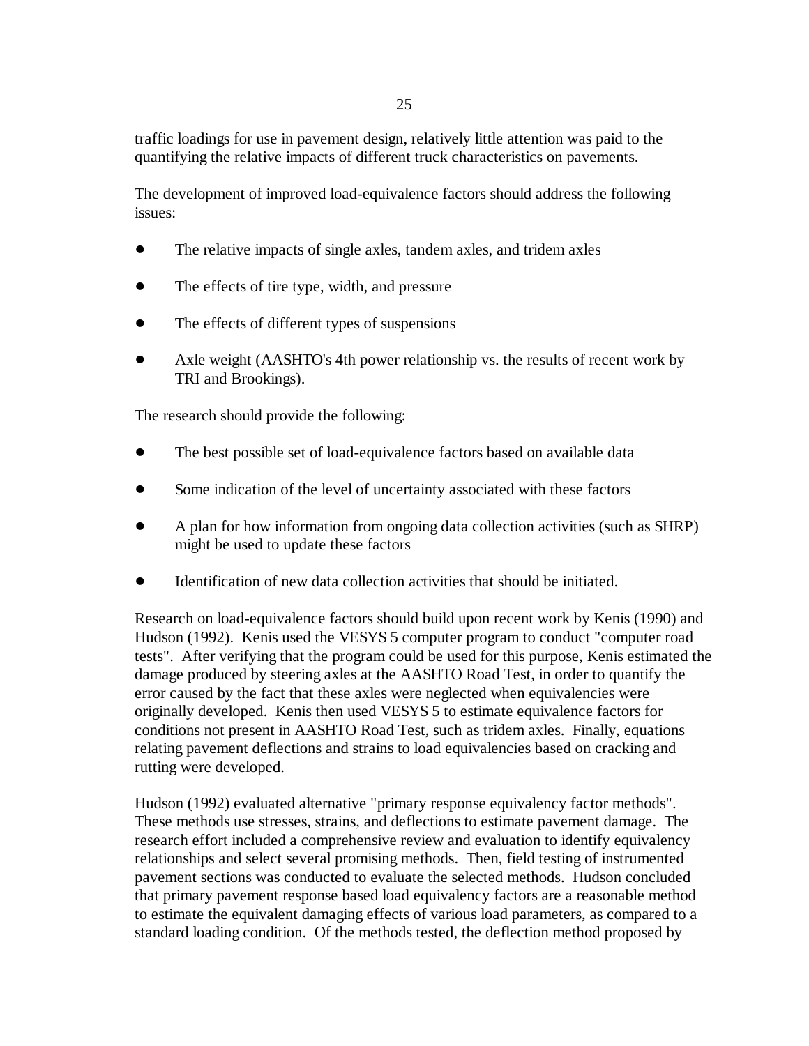traffic loadings for use in pavement design, relatively little attention was paid to the quantifying the relative impacts of different truck characteristics on pavements.

The development of improved load-equivalence factors should address the following issues:

- The relative impacts of single axles, tandem axles, and tridem axles
- The effects of tire type, width, and pressure
- The effects of different types of suspensions
- Axle weight (AASHTO's 4th power relationship vs. the results of recent work by TRI and Brookings).

The research should provide the following:

- The best possible set of load-equivalence factors based on available data
- Some indication of the level of uncertainty associated with these factors
- A plan for how information from ongoing data collection activities (such as SHRP) might be used to update these factors
- Identification of new data collection activities that should be initiated.

Research on load-equivalence factors should build upon recent work by Kenis (1990) and Hudson (1992). Kenis used the VESYS 5 computer program to conduct "computer road tests". After verifying that the program could be used for this purpose, Kenis estimated the damage produced by steering axles at the AASHTO Road Test, in order to quantify the error caused by the fact that these axles were neglected when equivalencies were originally developed. Kenis then used VESYS 5 to estimate equivalence factors for conditions not present in AASHTO Road Test, such as tridem axles. Finally, equations relating pavement deflections and strains to load equivalencies based on cracking and rutting were developed.

Hudson (1992) evaluated alternative "primary response equivalency factor methods". These methods use stresses, strains, and deflections to estimate pavement damage. The research effort included a comprehensive review and evaluation to identify equivalency relationships and select several promising methods. Then, field testing of instrumented pavement sections was conducted to evaluate the selected methods. Hudson concluded that primary pavement response based load equivalency factors are a reasonable method to estimate the equivalent damaging effects of various load parameters, as compared to a standard loading condition. Of the methods tested, the deflection method proposed by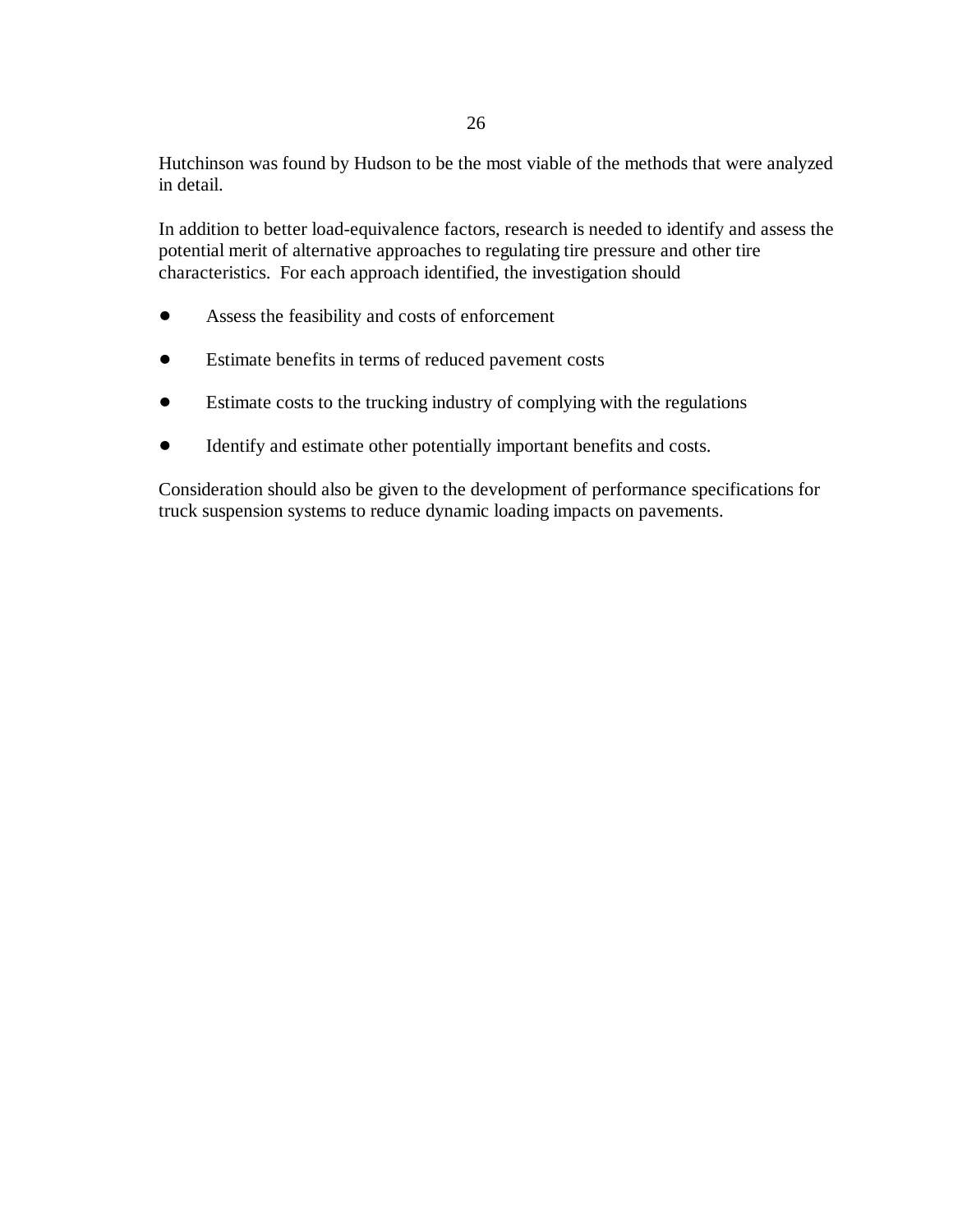Hutchinson was found by Hudson to be the most viable of the methods that were analyzed in detail.

In addition to better load-equivalence factors, research is needed to identify and assess the potential merit of alternative approaches to regulating tire pressure and other tire characteristics. For each approach identified, the investigation should

- Assess the feasibility and costs of enforcement
- Estimate benefits in terms of reduced pavement costs
- Estimate costs to the trucking industry of complying with the regulations
- Identify and estimate other potentially important benefits and costs.

Consideration should also be given to the development of performance specifications for truck suspension systems to reduce dynamic loading impacts on pavements.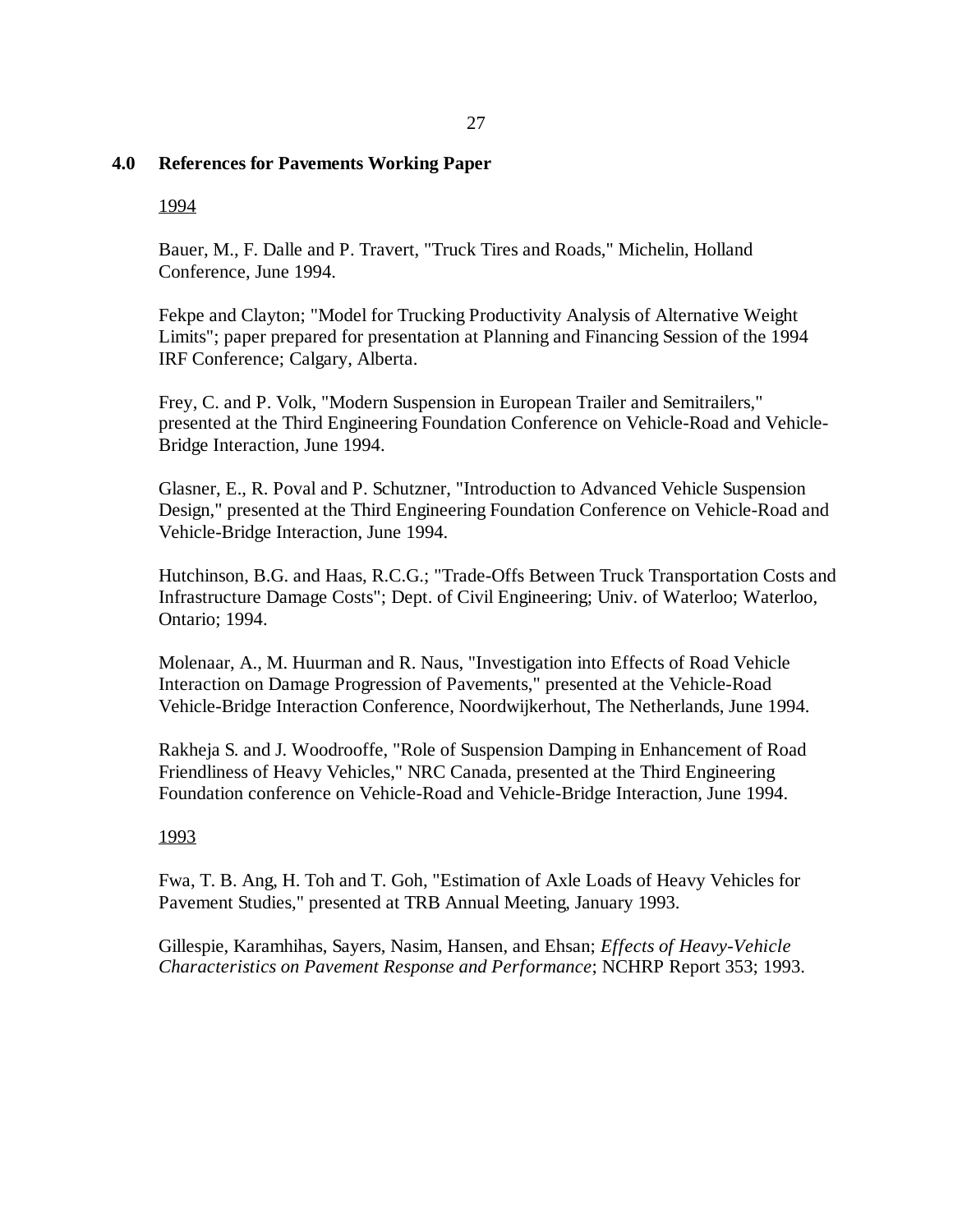## 4.0 References for Pavements Working Paper

1994

Bauer, M., F. Dalle and P. Travert, "Truck Tires and Roads," Michelin, Holland Conference, June 1994.

Fekpe and Clayton; "Model for Trucking Productivity Analysis of Alternative Weight Limits"; paper prepared for presentation at Planning and Financing Session of the 1994 IRF Conference; Calgary, Alberta.

Frey, C. and P. Volk, "Modern Suspension in European Trailer and Semitrailers," presented at the Third Engineering Foundation Conference on Vehicle-Road and Vehicle-Bridge Interaction, June 1994.

Glasner, E., R. Poval and P. Schutzner, "Introduction to Advanced Vehicle Suspension Design," presented at the Third Engineering Foundation Conference on Vehicle-Road and Vehicle-Bridge Interaction, June 1994.

Hutchinson, B.G. and Haas, R.C.G.; "Trade-Offs Between Truck Transportation Costs and Infrastructure Damage Costs"; Dept. of Civil Engineering; Univ. of Waterloo; Waterloo, Ontario; 1994.

Molenaar, A., M. Huurman and R. Naus, "Investigation into Effects of Road Vehicle Interaction on Damage Progression of Pavements," presented at the Vehicle-Road Vehicle-Bridge Interaction Conference, Noordwijkerhout, The Netherlands, June 1994.

Rakheja S. and J. Woodrooffe, "Role of Suspension Damping in Enhancement of Road Friendliness of Heavy Vehicles," NRC Canada, presented at the Third Engineering Foundation conference on Vehicle-Road and Vehicle-Bridge Interaction, June 1994.

1993

Fwa, T. B. Ang, H. Toh and T. Goh, "Estimation of Axle Loads of Heavy Vehicles for Pavement Studies," presented at TRB Annual Meeting, January 1993.

Gillespie, Karamhihas, Sayers, Nasim, Hansen, and Ehsan; *Effects of Heavy-Vehicle Characteristics on Pavement Response and Performance*; NCHRP Report 353; 1993.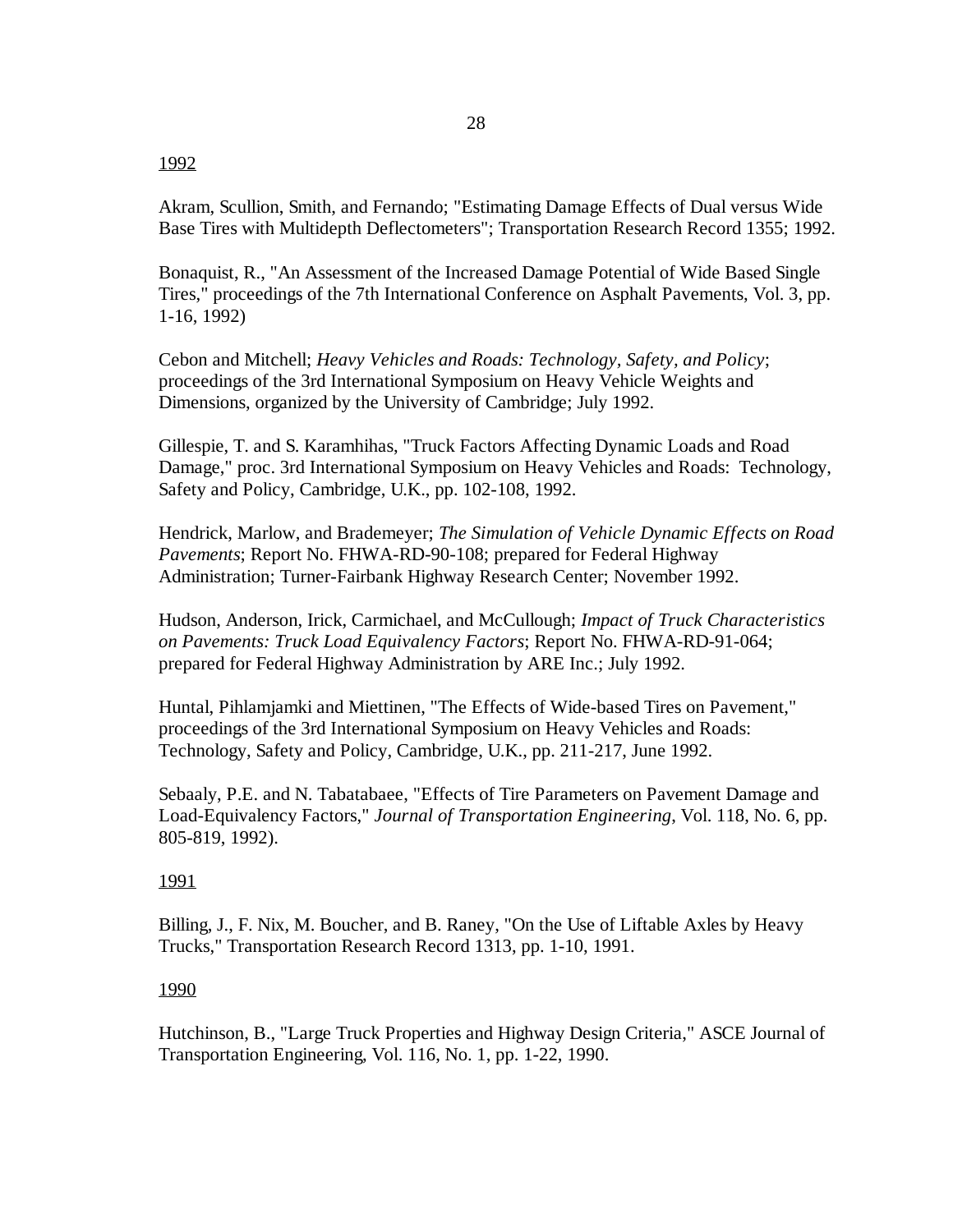<u>1992</u>

Akram, Scullion, Smith, and Fernando; "Estimating Damage Effects of Dual versus Wide Base Tires with Multidepth Deflectometers"; Transportation Research Record 1355; 1992.

Bonaquist, R., "An Assessment of the Increased Damage Potential of Wide Based Single Tires," proceedings of the 7th International Conference on Asphalt Pavements, Vol. 3, pp. 1-16, 1992)

Cebon and Mitchell; *Heavy Vehicles and Roads: Technology, Safety, and Policy*; proceedings of the 3rd International Symposium on Heavy Vehicle Weights and Dimensions, organized by the University of Cambridge; July 1992.

Gillespie, T. and S. Karamhihas, "Truck Factors Affecting Dynamic Loads and Road Damage," proc. 3rd International Symposium on Heavy Vehicles and Roads: Technology, Safety and Policy, Cambridge, U.K., pp. 102-108, 1992.

Hendrick, Marlow, and Brademeyer; *The Simulation of Vehicle Dynamic Effects on Road Pavements*; Report No. FHWA-RD-90-108; prepared for Federal Highway Administration; Turner-Fairbank Highway Research Center; November 1992.

Hudson, Anderson, Irick, Carmichael, and McCullough; *Impact of Truck Characteristics on Pavements: Truck Load Equivalency Factors*; Report No. FHWA-RD-91-064; prepared for Federal Highway Administration by ARE Inc.; July 1992.

Huntal, Pihlamjamki and Miettinen, "The Effects of Wide-based Tires on Pavement," proceedings of the 3rd International Symposium on Heavy Vehicles and Roads: Technology, Safety and Policy, Cambridge, U.K., pp. 211-217, June 1992.

Sebaaly, P.E. and N. Tabatabaee, "Effects of Tire Parameters on Pavement Damage and Load-Equivalency Factors," *Journal of Transportation Engineering,* Vol. 118, No. 6, pp. 805-819, 1992).

<u>1991</u>

Billing, J., F. Nix, M. Boucher, and B. Raney, "On the Use of Liftable Axles by Heavy Trucks," Transportation Research Record 1313, pp. 1-10, 1991.

<u>1990</u>

Hutchinson, B., "Large Truck Properties and Highway Design Criteria," ASCE Journal of Transportation Engineering, Vol. 116, No. 1, pp. 1-22, 1990.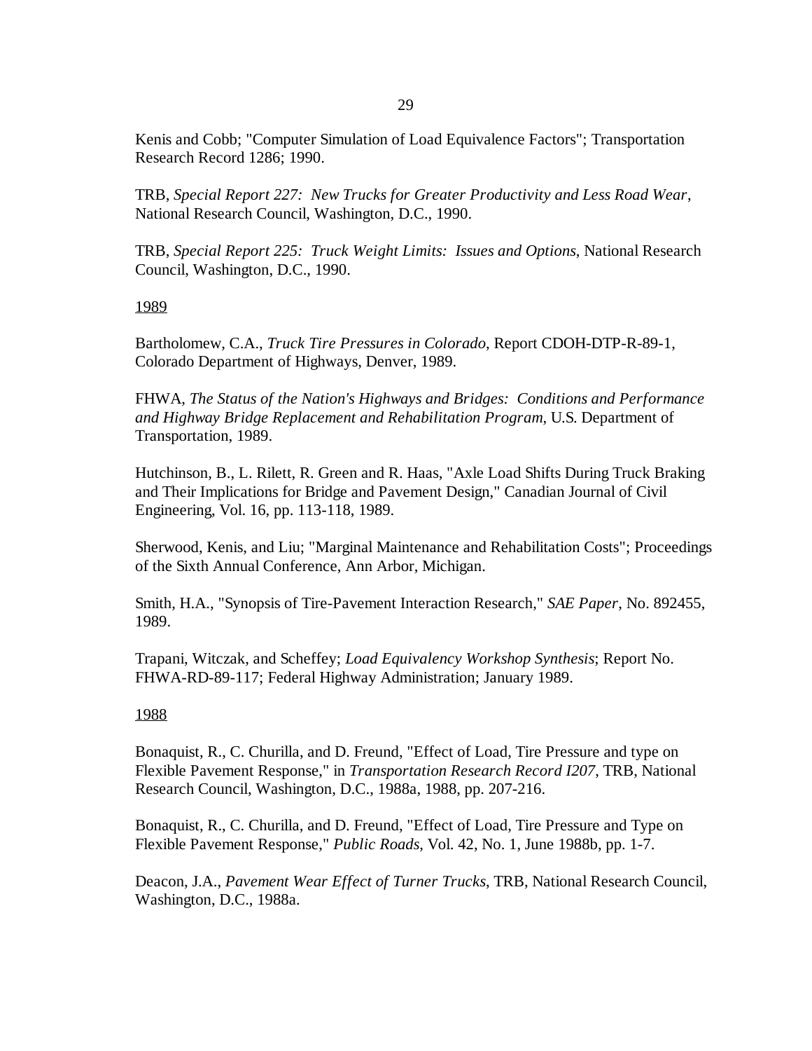Kenis and Cobb; "Computer Simulation of Load Equivalence Factors"; Transportation Research Record 1286; 1990.

TRB, *Special Report 227: New Trucks for Greater Productivity and Less Road Wear*, National Research Council, Washington, D.C., 1990.

TRB, *Special Report 225: Truck Weight Limits: Issues and Options*, National Research Council, Washington, D.C., 1990.

<u>1989</u>

Bartholomew, C.A., *Truck Tire Pressures in Colorado*, Report CDOH-DTP-R-89-1, Colorado Department of Highways, Denver, 1989.

FHWA, *The Status of the Nation's Highways and Bridges: Conditions and Performance and Highway Bridge Replacement and Rehabilitation Program*, U.S. Department of Transportation, 1989.

Hutchinson, B., L. Rilett, R. Green and R. Haas, "Axle Load Shifts During Truck Braking and Their Implications for Bridge and Pavement Design," Canadian Journal of Civil Engineering, Vol. 16, pp. 113-118, 1989.

Sherwood, Kenis, and Liu; "Marginal Maintenance and Rehabilitation Costs"; Proceedings of the Sixth Annual Conference, Ann Arbor, Michigan.

Smith, H.A., "Synopsis of Tire-Pavement Interaction Research," *SAE Paper*, No. 892455, 1989.

Trapani, Witczak, and Scheffey; *Load Equivalency Workshop Synthesis*; Report No. FHWA-RD-89-117; Federal Highway Administration; January 1989.

<u>1988</u>

Bonaquist, R., C. Churilla, and D. Freund, "Effect of Load, Tire Pressure and type on Flexible Pavement Response," in *Transportation Research Record I207*, TRB, National Research Council, Washington, D.C., 1988a, 1988, pp. 207-216.

Bonaquist, R., C. Churilla, and D. Freund, "Effect of Load, Tire Pressure and Type on Flexible Pavement Response," *Public Roads*, Vol. 42, No. 1, June 1988b, pp. 1-7.

Deacon, J.A., *Pavement Wear Effect of Turner Trucks*, TRB, National Research Council, Washington, D.C., 1988a.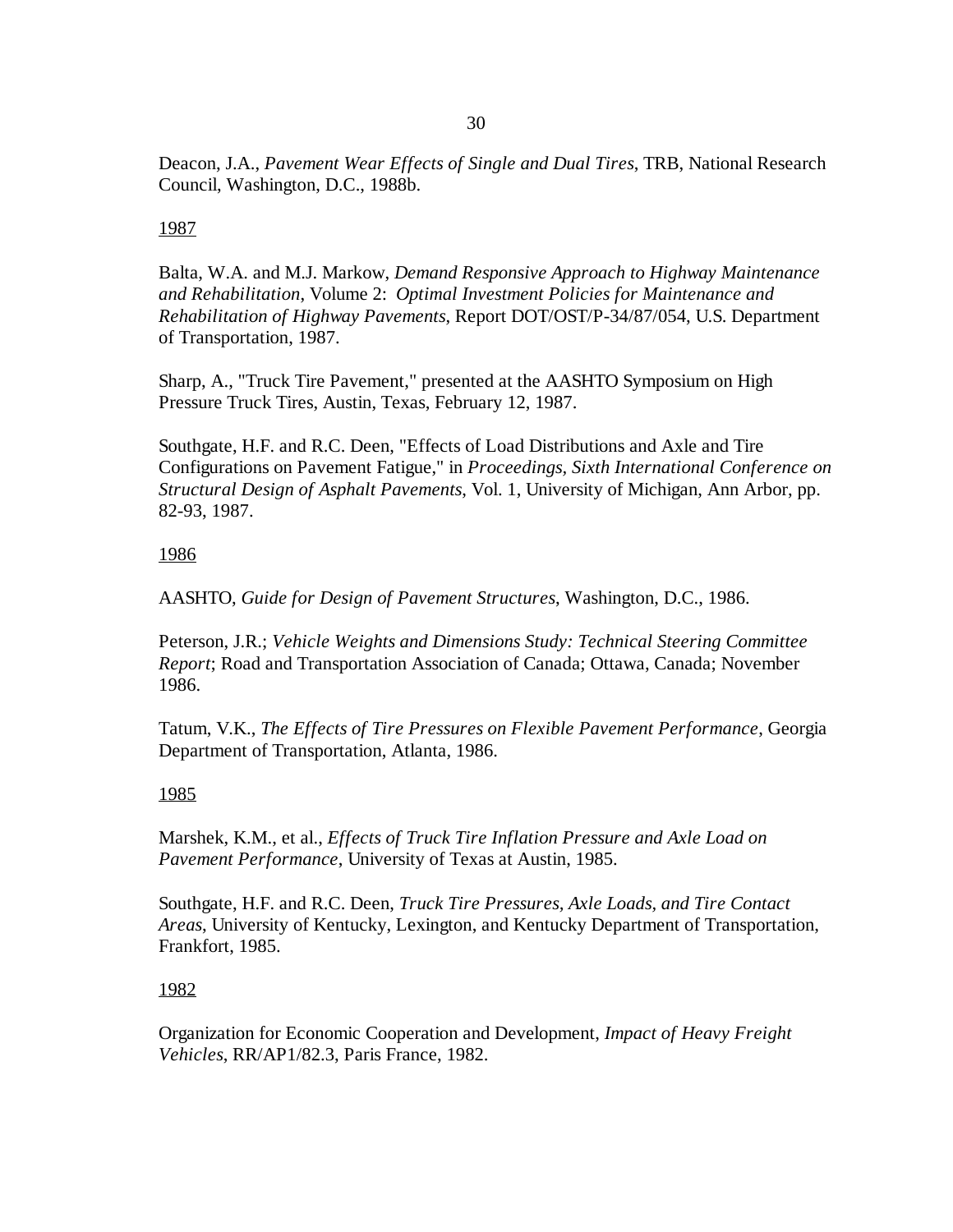Deacon, J.A., *Pavement Wear Effects of Single and Dual Tires*, TRB, National Research Council, Washington, D.C., 1988b.

<u>1987</u>

Balta, W.A. and M.J. Markow, *Demand Responsive Approach to Highway Maintenance and Rehabilitation*, Volume 2: *Optimal Investment Policies for Maintenance and Rehabilitation of Highway Pavements*, Report DOT/OST/P-34/87/054, U.S. Department of Transportation, 1987.

Sharp, A., "Truck Tire Pavement," presented at the AASHTO Symposium on High Pressure Truck Tires, Austin, Texas, February 12, 1987.

Southgate, H.F. and R.C. Deen, "Effects of Load Distributions and Axle and Tire Configurations on Pavement Fatigue," in *Proceedings, Sixth International Conference on Structural Design of Asphalt Pavements*, Vol. 1, University of Michigan, Ann Arbor, pp. 82-93, 1987.

<u>1986</u>

AASHTO, *Guide for Design of Pavement Structures*, Washington, D.C., 1986.

Peterson, J.R.; *Vehicle Weights and Dimensions Study: Technical Steering Committee Report*; Road and Transportation Association of Canada; Ottawa, Canada; November 1986.

Tatum, V.K., *The Effects of Tire Pressures on Flexible Pavement Performance*, Georgia Department of Transportation, Atlanta, 1986.

<u>1985</u>

Marshek, K.M., et al., *Effects of Truck Tire Inflation Pressure and Axle Load on Pavement Performance*, University of Texas at Austin, 1985.

Southgate, H.F. and R.C. Deen, *Truck Tire Pressures, Axle Loads, and Tire Contact Areas*, University of Kentucky, Lexington, and Kentucky Department of Transportation, Frankfort, 1985.

<u>1982</u>

Organization for Economic Cooperation and Development, *Impact of Heavy Freight Vehicles*, RR/AP1/82.3, Paris France, 1982.